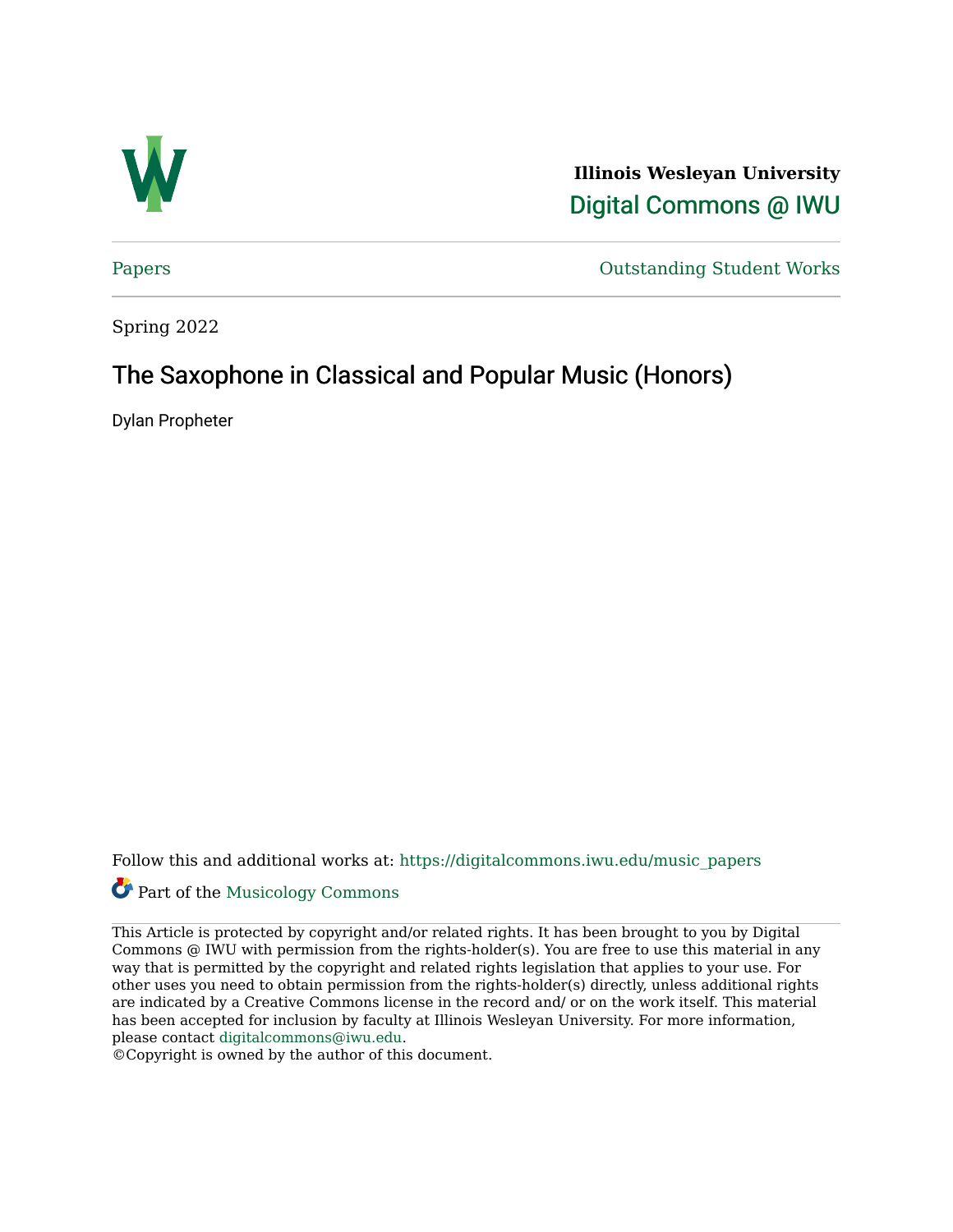**Illinois Wesleyan University**

Digital Commons @ IWU

Papers | Outstanding Student Works

Spring 2022

# The Saxophone in Classical and Popular Music (Honors)

Dylan Propheter

Follow this and additional works at: https://digitalcommons.iwu.edu/music_papers

Part of the Musicology Commons

This Article is protected by copyright and/or related rights. It has been brought to you by Digital Commons @ IWU with permission from the rights-holder(s). You are free to use this material in any way that is permitted by the copyright and related rights legislation that applies to your use. For other uses you need to obtain permission from the rights-holder(s) directly, unless additional rights are indicated by a Creative Commons license in the record and/ or on the work itself. This material has been accepted for inclusion by faculty at Illinois Wesleyan University. For more information, please contact digitalcommons@iwu.edu.

©Copyright is owned by the author of this document.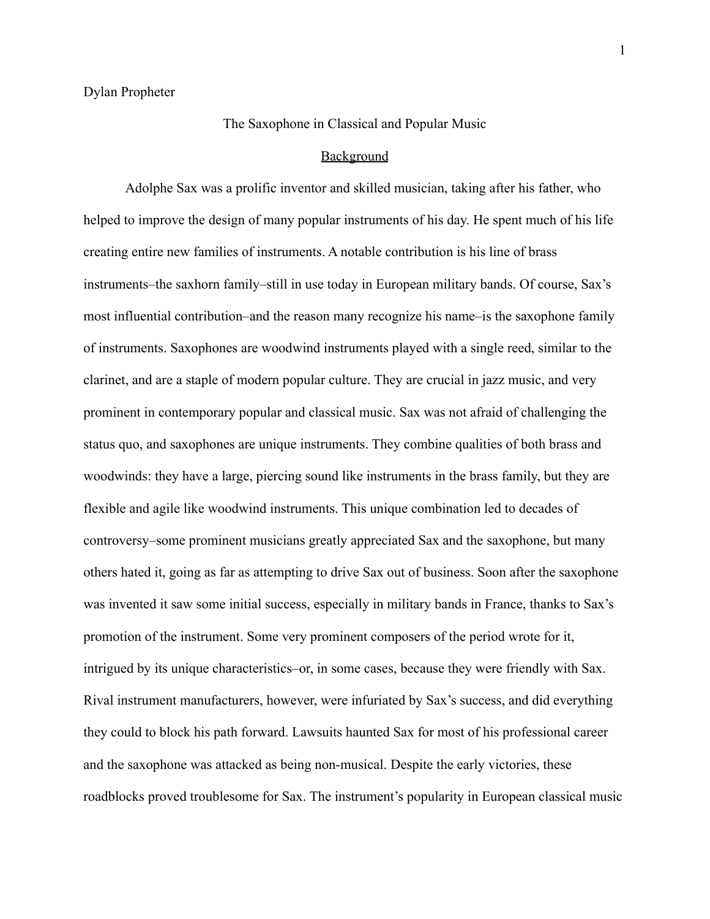Dylan Propheter

The Saxophone in Classical and Popular Music

## Background

Adolphe Sax was a prolific inventor and skilled musician, taking after his father, who helped to improve the design of many popular instruments of his day. He spent much of his life creating entire new families of instruments. A notable contribution is his line of brass instruments–the saxhorn family–still in use today in European military bands. Of course, Sax's most influential contribution–and the reason many recognize his name–is the saxophone family of instruments. Saxophones are woodwind instruments played with a single reed, similar to the clarinet, and are a staple of modern popular culture. They are crucial in jazz music, and very prominent in contemporary popular and classical music. Sax was not afraid of challenging the status quo, and saxophones are unique instruments. They combine qualities of both brass and woodwinds: they have a large, piercing sound like instruments in the brass family, but they are flexible and agile like woodwind instruments. This unique combination led to decades of controversy–some prominent musicians greatly appreciated Sax and the saxophone, but many others hated it, going as far as attempting to drive Sax out of business. Soon after the saxophone was invented it saw some initial success, especially in military bands in France, thanks to Sax's promotion of the instrument. Some very prominent composers of the period wrote for it, intrigued by its unique characteristics–or, in some cases, because they were friendly with Sax. Rival instrument manufacturers, however, were infuriated by Sax's success, and did everything they could to block his path forward. Lawsuits haunted Sax for most of his professional career and the saxophone was attacked as being non-musical. Despite the early victories, these roadblocks proved troublesome for Sax. The instrument's popularity in European classical music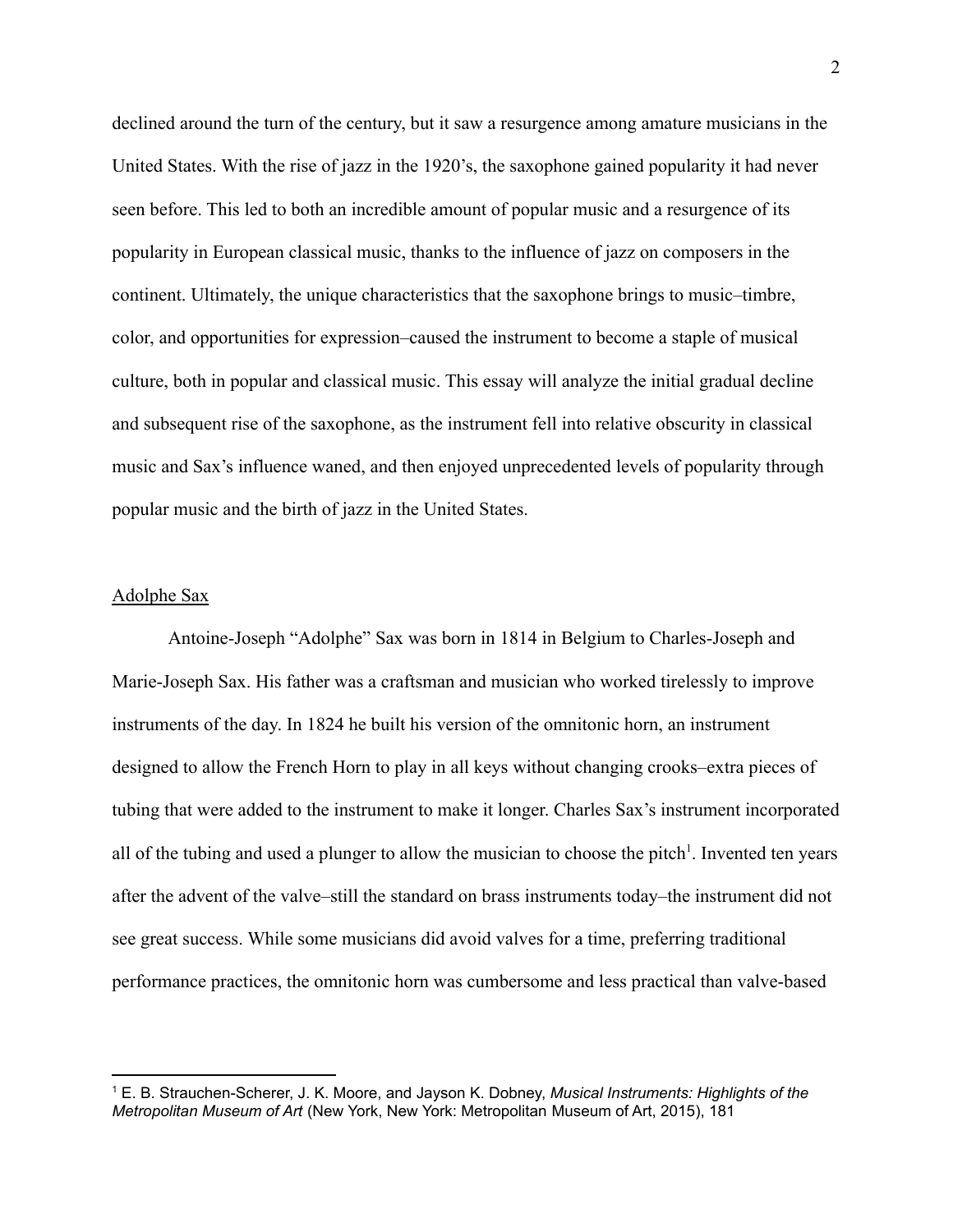declined around the turn of the century, but it saw a resurgence among amature musicians in the United States. With the rise of jazz in the 1920's, the saxophone gained popularity it had never seen before. This led to both an incredible amount of popular music and a resurgence of its popularity in European classical music, thanks to the influence of jazz on composers in the continent. Ultimately, the unique characteristics that the saxophone brings to music–timbre, color, and opportunities for expression–caused the instrument to become a staple of musical culture, both in popular and classical music. This essay will analyze the initial gradual decline and subsequent rise of the saxophone, as the instrument fell into relative obscurity in classical music and Sax's influence waned, and then enjoyed unprecedented levels of popularity through popular music and the birth of jazz in the United States.

## Adolphe Sax

Antoine-Joseph "Adolphe" Sax was born in 1814 in Belgium to Charles-Joseph and Marie-Joseph Sax. His father was a craftsman and musician who worked tirelessly to improve instruments of the day. In 1824 he built his version of the omnitonic horn, an instrument designed to allow the French Horn to play in all keys without changing crooks–extra pieces of tubing that were added to the instrument to make it longer. Charles Sax's instrument incorporated all of the tubing and used a plunger to allow the musician to choose the pitch[1]. Invented ten years after the advent of the valve–still the standard on brass instruments today–the instrument did not see great success. While some musicians did avoid valves for a time, preferring traditional performance practices, the omnitonic horn was cumbersome and less practical than valve-based

[1] E. B. Strauchen-Scherer, J. K. Moore, and Jayson K. Dobney, *Musical Instruments: Highlights of the Metropolitan Museum of Art* (New York, New York: Metropolitan Museum of Art, 2015), 181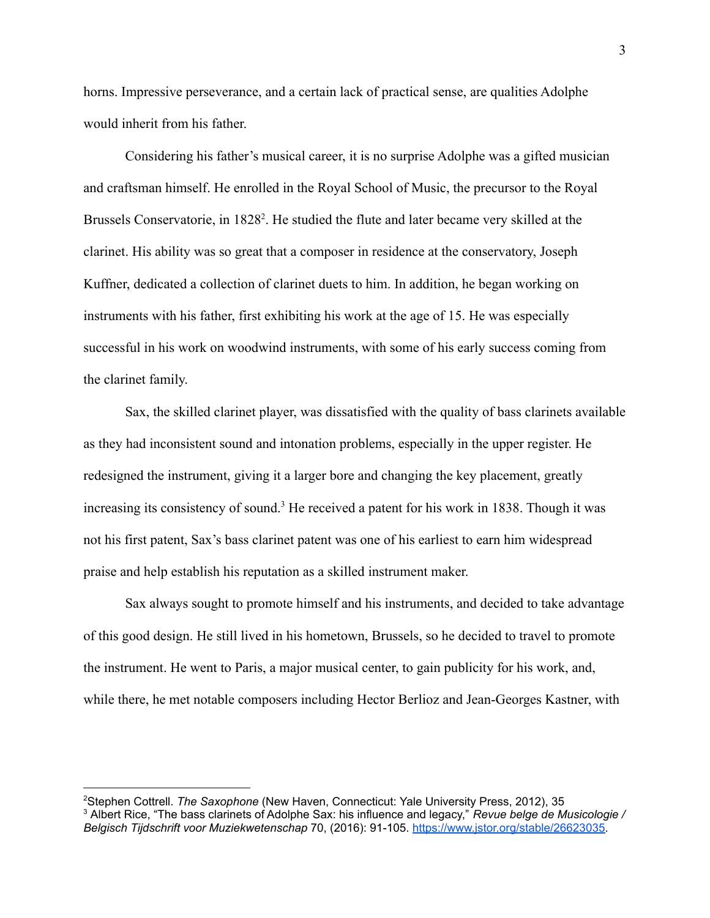horns. Impressive perseverance, and a certain lack of practical sense, are qualities Adolphe would inherit from his father.

Considering his father's musical career, it is no surprise Adolphe was a gifted musician and craftsman himself. He enrolled in the Royal School of Music, the precursor to the Royal Brussels Conservatorie, in 1828[2]. He studied the flute and later became very skilled at the clarinet. His ability was so great that a composer in residence at the conservatory, Joseph Kuffner, dedicated a collection of clarinet duets to him. In addition, he began working on instruments with his father, first exhibiting his work at the age of 15. He was especially successful in his work on woodwind instruments, with some of his early success coming from the clarinet family.

Sax, the skilled clarinet player, was dissatisfied with the quality of bass clarinets available as they had inconsistent sound and intonation problems, especially in the upper register. He redesigned the instrument, giving it a larger bore and changing the key placement, greatly increasing its consistency of sound.[3] He received a patent for his work in 1838. Though it was not his first patent, Sax's bass clarinet patent was one of his earliest to earn him widespread praise and help establish his reputation as a skilled instrument maker.

Sax always sought to promote himself and his instruments, and decided to take advantage of this good design. He still lived in his hometown, Brussels, so he decided to travel to promote the instrument. He went to Paris, a major musical center, to gain publicity for his work, and, while there, he met notable composers including Hector Berlioz and Jean-Georges Kastner, with

---

[2]Stephen Cottrell. *The Saxophone* (New Haven, Connecticut: Yale University Press, 2012), 35

[3] Albert Rice, "The bass clarinets of Adolphe Sax: his influence and legacy," *Revue belge de Musicologie / Belgisch Tijdschrift voor Muziekwetenschap* 70, (2016): 91-105. https://www.jstor.org/stable/26623035.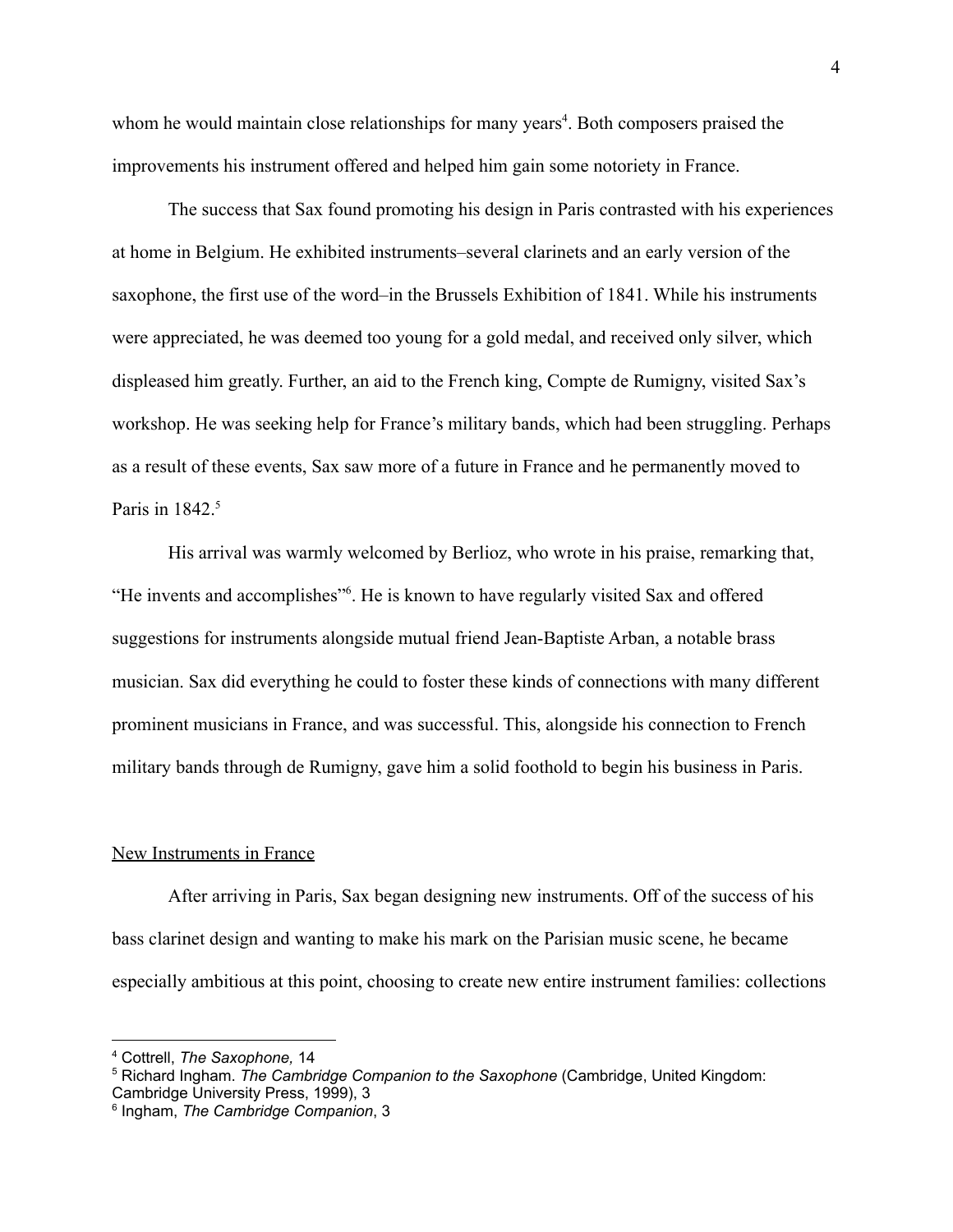whom he would maintain close relationships for many years[4]. Both composers praised the improvements his instrument offered and helped him gain some notoriety in France.

The success that Sax found promoting his design in Paris contrasted with his experiences at home in Belgium. He exhibited instruments–several clarinets and an early version of the saxophone, the first use of the word–in the Brussels Exhibition of 1841. While his instruments were appreciated, he was deemed too young for a gold medal, and received only silver, which displeased him greatly. Further, an aid to the French king, Compte de Rumigny, visited Sax's workshop. He was seeking help for France's military bands, which had been struggling. Perhaps as a result of these events, Sax saw more of a future in France and he permanently moved to Paris in 1842.[5]

His arrival was warmly welcomed by Berlioz, who wrote in his praise, remarking that, "He invents and accomplishes"[6]. He is known to have regularly visited Sax and offered suggestions for instruments alongside mutual friend Jean-Baptiste Arban, a notable brass musician. Sax did everything he could to foster these kinds of connections with many different prominent musicians in France, and was successful. This, alongside his connection to French military bands through de Rumigny, gave him a solid foothold to begin his business in Paris.

<u>New Instruments in France</u>

After arriving in Paris, Sax began designing new instruments. Off of the success of his bass clarinet design and wanting to make his mark on the Parisian music scene, he became especially ambitious at this point, choosing to create new entire instrument families: collections

---

[4] Cottrell, *The Saxophone,* 14

[5] Richard Ingham. *The Cambridge Companion to the Saxophone* (Cambridge, United Kingdom: Cambridge University Press, 1999), 3

[6] Ingham, *The Cambridge Companion*, 3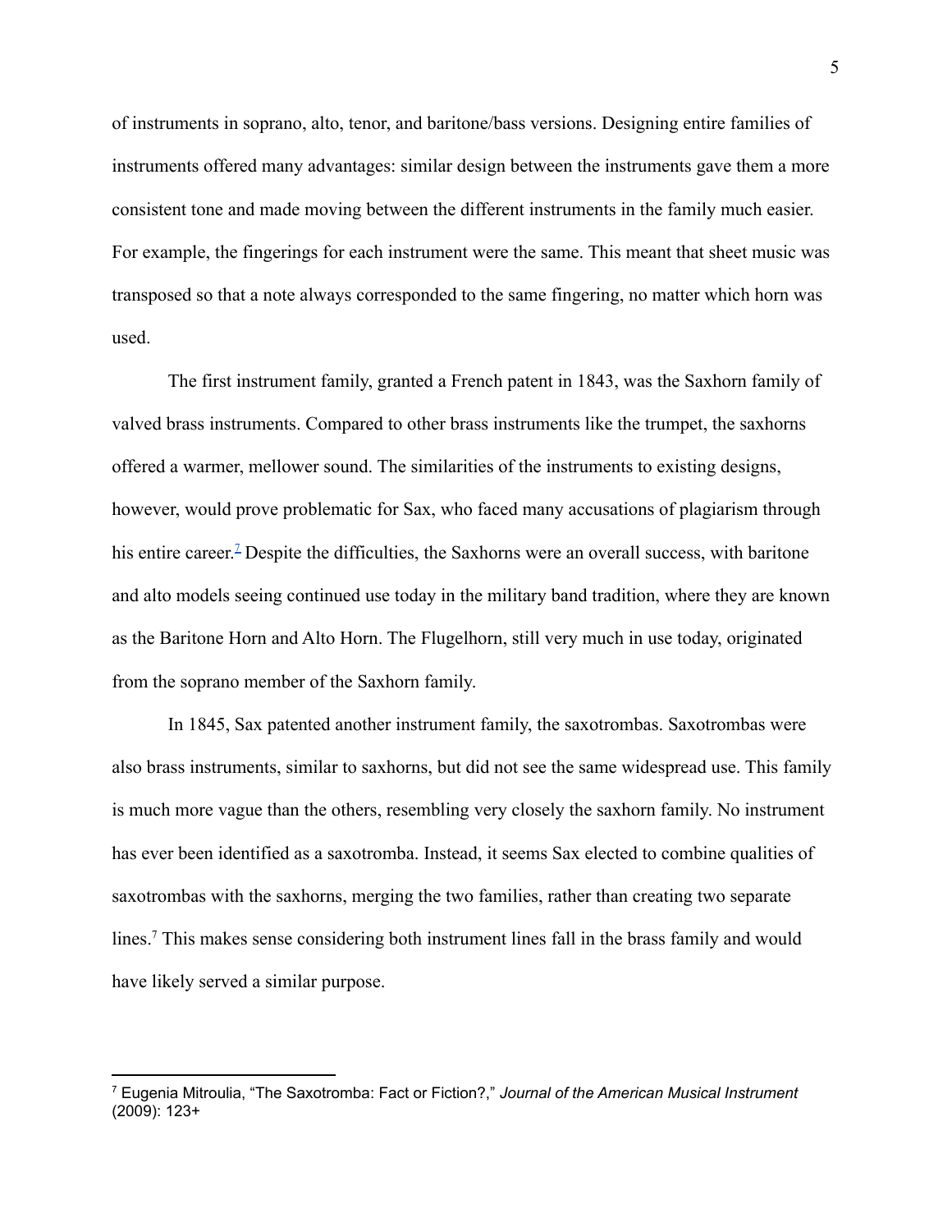of instruments in soprano, alto, tenor, and baritone/bass versions. Designing entire families of instruments offered many advantages: similar design between the instruments gave them a more consistent tone and made moving between the different instruments in the family much easier. For example, the fingerings for each instrument were the same. This meant that sheet music was transposed so that a note always corresponded to the same fingering, no matter which horn was used.

The first instrument family, granted a French patent in 1843, was the Saxhorn family of valved brass instruments. Compared to other brass instruments like the trumpet, the saxhorns offered a warmer, mellower sound. The similarities of the instruments to existing designs, however, would prove problematic for Sax, who faced many accusations of plagiarism through his entire career.[7] Despite the difficulties, the Saxhorns were an overall success, with baritone and alto models seeing continued use today in the military band tradition, where they are known as the Baritone Horn and Alto Horn. The Flugelhorn, still very much in use today, originated from the soprano member of the Saxhorn family.

In 1845, Sax patented another instrument family, the saxotrombas. Saxotrombas were also brass instruments, similar to saxhorns, but did not see the same widespread use. This family is much more vague than the others, resembling very closely the saxhorn family. No instrument has ever been identified as a saxotromba. Instead, it seems Sax elected to combine qualities of saxotrombas with the saxhorns, merging the two families, rather than creating two separate lines.[7] This makes sense considering both instrument lines fall in the brass family and would have likely served a similar purpose.

---

[7] Eugenia Mitroulia, "The Saxotromba: Fact or Fiction?," *Journal of the American Musical Instrument* (2009): 123+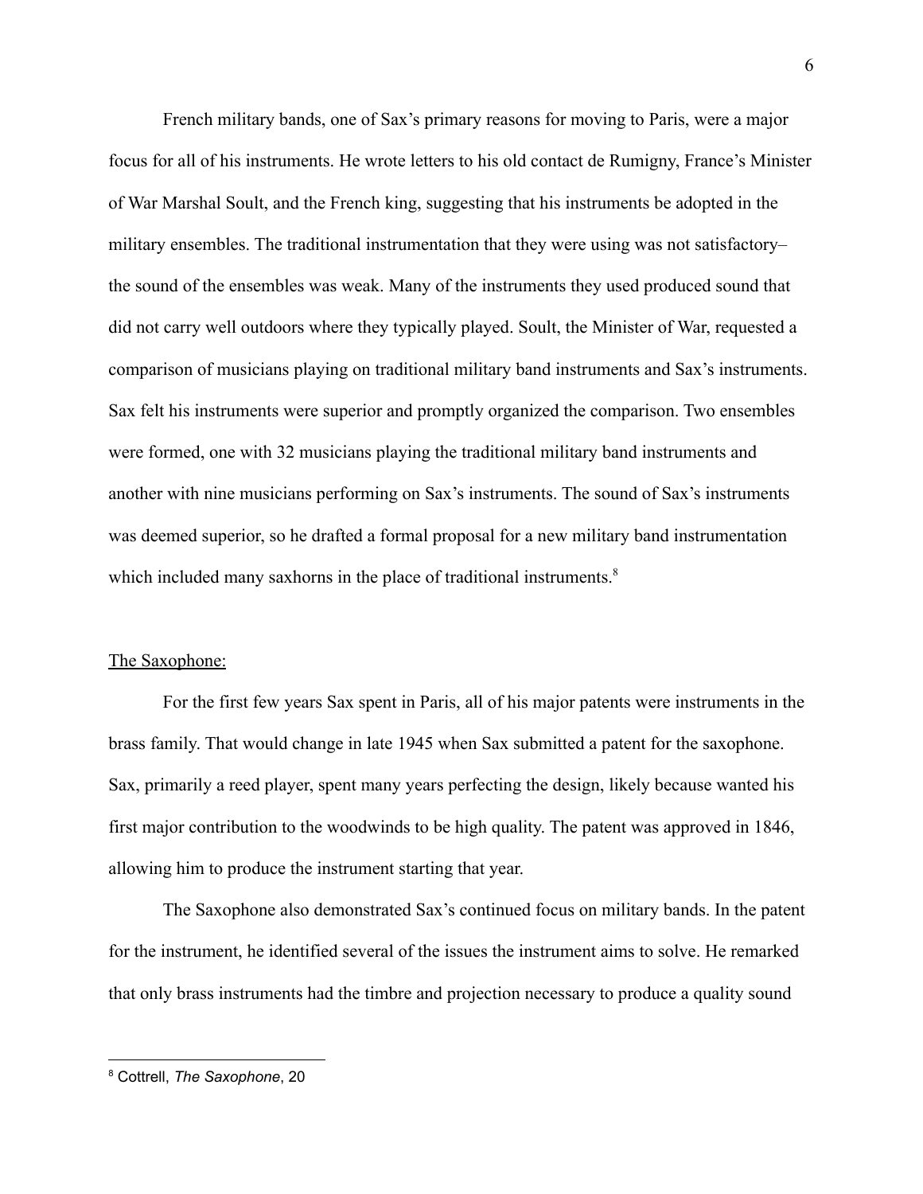French military bands, one of Sax's primary reasons for moving to Paris, were a major focus for all of his instruments. He wrote letters to his old contact de Rumigny, France's Minister of War Marshal Soult, and the French king, suggesting that his instruments be adopted in the military ensembles. The traditional instrumentation that they were using was not satisfactory– the sound of the ensembles was weak. Many of the instruments they used produced sound that did not carry well outdoors where they typically played. Soult, the Minister of War, requested a comparison of musicians playing on traditional military band instruments and Sax's instruments. Sax felt his instruments were superior and promptly organized the comparison. Two ensembles were formed, one with 32 musicians playing the traditional military band instruments and another with nine musicians performing on Sax's instruments. The sound of Sax's instruments was deemed superior, so he drafted a formal proposal for a new military band instrumentation which included many saxhorns in the place of traditional instruments.[8]

<u>The Saxophone:</u>

For the first few years Sax spent in Paris, all of his major patents were instruments in the brass family. That would change in late 1945 when Sax submitted a patent for the saxophone. Sax, primarily a reed player, spent many years perfecting the design, likely because wanted his first major contribution to the woodwinds to be high quality. The patent was approved in 1846, allowing him to produce the instrument starting that year.

The Saxophone also demonstrated Sax's continued focus on military bands. In the patent for the instrument, he identified several of the issues the instrument aims to solve. He remarked that only brass instruments had the timbre and projection necessary to produce a quality sound

---

[8] Cottrell, *The Saxophone*, 20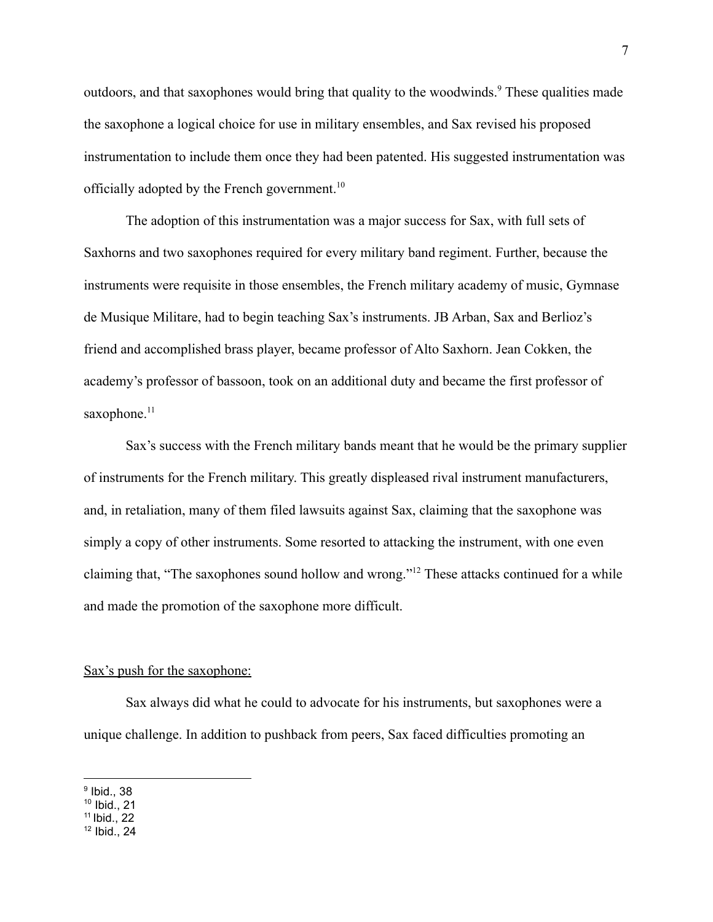outdoors, and that saxophones would bring that quality to the woodwinds.[9] These qualities made the saxophone a logical choice for use in military ensembles, and Sax revised his proposed instrumentation to include them once they had been patented. His suggested instrumentation was officially adopted by the French government.[10]

The adoption of this instrumentation was a major success for Sax, with full sets of Saxhorns and two saxophones required for every military band regiment. Further, because the instruments were requisite in those ensembles, the French military academy of music, Gymnase de Musique Militare, had to begin teaching Sax's instruments. JB Arban, Sax and Berlioz's friend and accomplished brass player, became professor of Alto Saxhorn. Jean Cokken, the academy's professor of bassoon, took on an additional duty and became the first professor of saxophone.[11]

Sax's success with the French military bands meant that he would be the primary supplier of instruments for the French military. This greatly displeased rival instrument manufacturers, and, in retaliation, many of them filed lawsuits against Sax, claiming that the saxophone was simply a copy of other instruments. Some resorted to attacking the instrument, with one even claiming that, "The saxophones sound hollow and wrong."[12] These attacks continued for a while and made the promotion of the saxophone more difficult.

<u>Sax's push for the saxophone:</u>

Sax always did what he could to advocate for his instruments, but saxophones were a unique challenge. In addition to pushback from peers, Sax faced difficulties promoting an

---

[9] Ibid., 38
[10] Ibid., 21
[11] Ibid., 22
[12] Ibid., 24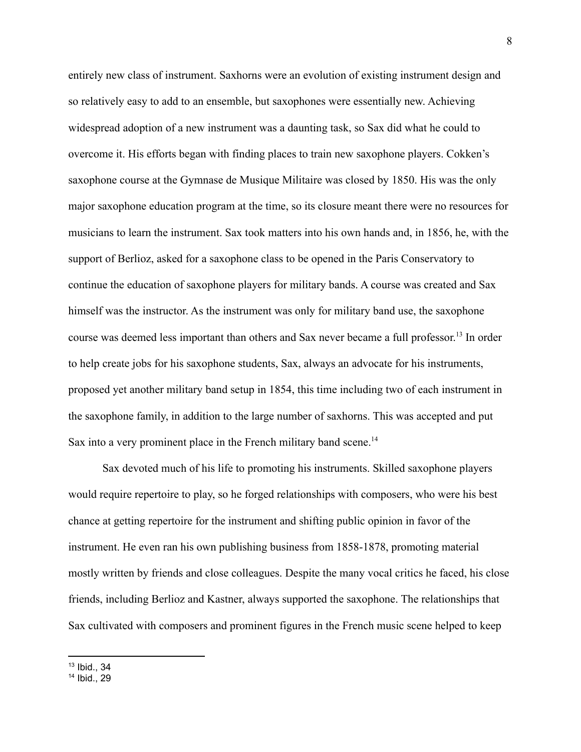entirely new class of instrument. Saxhorns were an evolution of existing instrument design and so relatively easy to add to an ensemble, but saxophones were essentially new. Achieving widespread adoption of a new instrument was a daunting task, so Sax did what he could to overcome it. His efforts began with finding places to train new saxophone players. Cokken's saxophone course at the Gymnase de Musique Militaire was closed by 1850. His was the only major saxophone education program at the time, so its closure meant there were no resources for musicians to learn the instrument. Sax took matters into his own hands and, in 1856, he, with the support of Berlioz, asked for a saxophone class to be opened in the Paris Conservatory to continue the education of saxophone players for military bands. A course was created and Sax himself was the instructor. As the instrument was only for military band use, the saxophone course was deemed less important than others and Sax never became a full professor.[13] In order to help create jobs for his saxophone students, Sax, always an advocate for his instruments, proposed yet another military band setup in 1854, this time including two of each instrument in the saxophone family, in addition to the large number of saxhorns. This was accepted and put Sax into a very prominent place in the French military band scene.[14]

Sax devoted much of his life to promoting his instruments. Skilled saxophone players would require repertoire to play, so he forged relationships with composers, who were his best chance at getting repertoire for the instrument and shifting public opinion in favor of the instrument. He even ran his own publishing business from 1858-1878, promoting material mostly written by friends and close colleagues. Despite the many vocal critics he faced, his close friends, including Berlioz and Kastner, always supported the saxophone. The relationships that Sax cultivated with composers and prominent figures in the French music scene helped to keep

---

[13] Ibid., 34

[14] Ibid., 29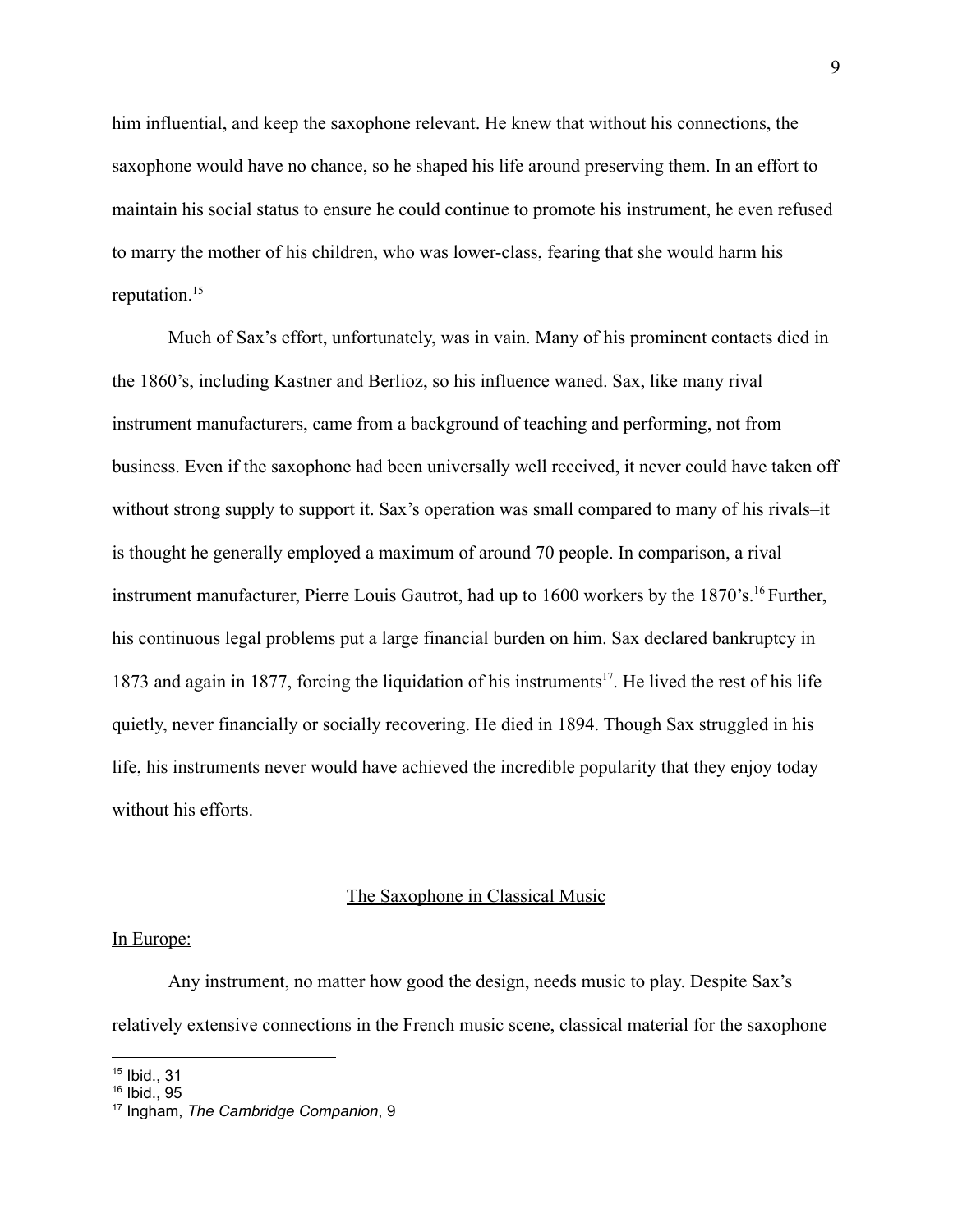him influential, and keep the saxophone relevant. He knew that without his connections, the saxophone would have no chance, so he shaped his life around preserving them. In an effort to maintain his social status to ensure he could continue to promote his instrument, he even refused to marry the mother of his children, who was lower-class, fearing that she would harm his reputation.[15]

Much of Sax's effort, unfortunately, was in vain. Many of his prominent contacts died in the 1860's, including Kastner and Berlioz, so his influence waned. Sax, like many rival instrument manufacturers, came from a background of teaching and performing, not from business. Even if the saxophone had been universally well received, it never could have taken off without strong supply to support it. Sax's operation was small compared to many of his rivals–it is thought he generally employed a maximum of around 70 people. In comparison, a rival instrument manufacturer, Pierre Louis Gautrot, had up to 1600 workers by the 1870's.[16] Further, his continuous legal problems put a large financial burden on him. Sax declared bankruptcy in 1873 and again in 1877, forcing the liquidation of his instruments[17]. He lived the rest of his life quietly, never financially or socially recovering. He died in 1894. Though Sax struggled in his life, his instruments never would have achieved the incredible popularity that they enjoy today without his efforts.

## The Saxophone in Classical Music

### In Europe:

Any instrument, no matter how good the design, needs music to play. Despite Sax's relatively extensive connections in the French music scene, classical material for the saxophone

---

[15] Ibid., 31
[16] Ibid., 95
[17] Ingham, *The Cambridge Companion*, 9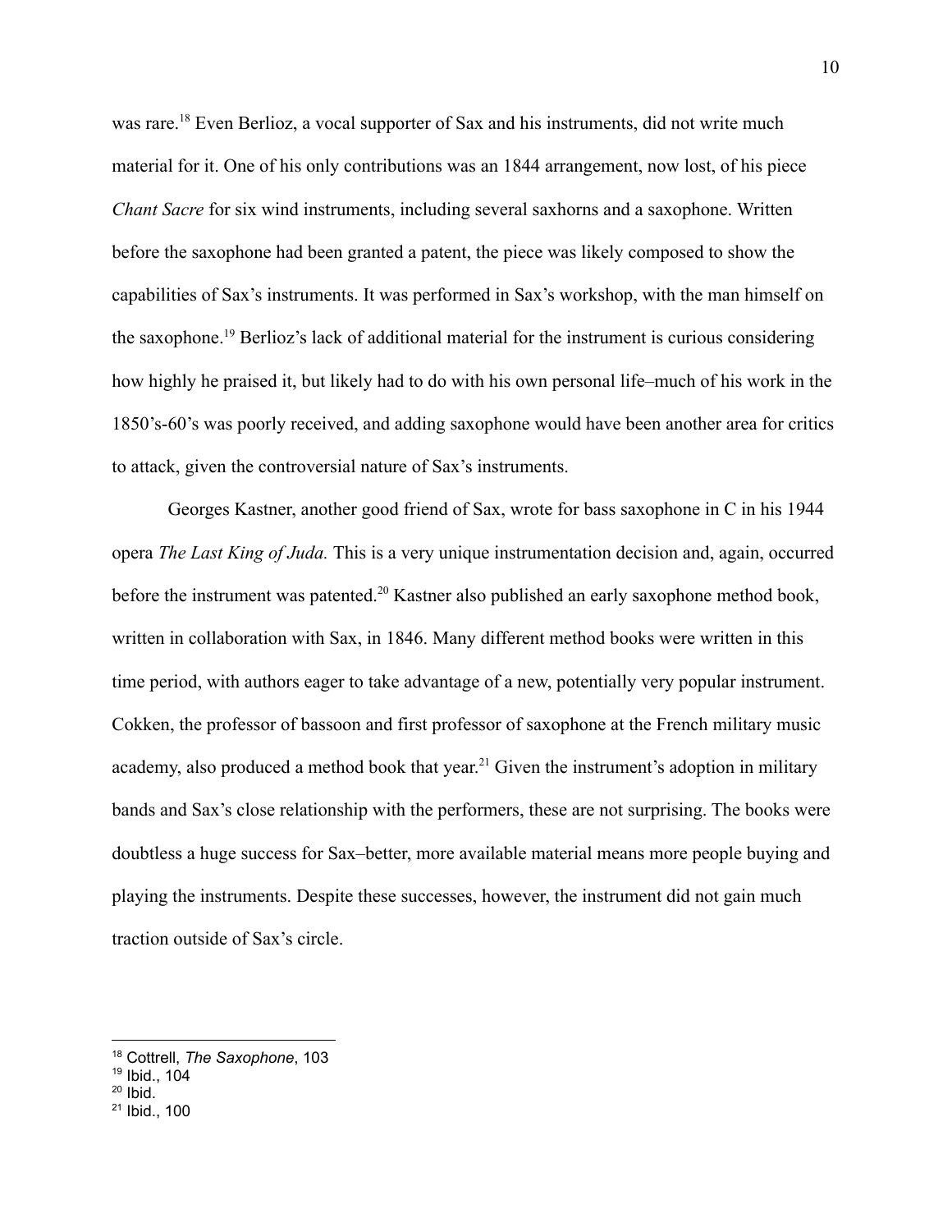was rare.[18] Even Berlioz, a vocal supporter of Sax and his instruments, did not write much material for it. One of his only contributions was an 1844 arrangement, now lost, of his piece *Chant Sacre* for six wind instruments, including several saxhorns and a saxophone. Written before the saxophone had been granted a patent, the piece was likely composed to show the capabilities of Sax's instruments. It was performed in Sax's workshop, with the man himself on the saxophone.[19] Berlioz's lack of additional material for the instrument is curious considering how highly he praised it, but likely had to do with his own personal life–much of his work in the 1850's-60's was poorly received, and adding saxophone would have been another area for critics to attack, given the controversial nature of Sax's instruments.

Georges Kastner, another good friend of Sax, wrote for bass saxophone in C in his 1944 opera *The Last King of Juda.* This is a very unique instrumentation decision and, again, occurred before the instrument was patented.[20] Kastner also published an early saxophone method book, written in collaboration with Sax, in 1846. Many different method books were written in this time period, with authors eager to take advantage of a new, potentially very popular instrument. Cokken, the professor of bassoon and first professor of saxophone at the French military music academy, also produced a method book that year.[21] Given the instrument's adoption in military bands and Sax's close relationship with the performers, these are not surprising. The books were doubtless a huge success for Sax–better, more available material means more people buying and playing the instruments. Despite these successes, however, the instrument did not gain much traction outside of Sax's circle.

---

[18] Cottrell, *The Saxophone*, 103

[19] Ibid., 104

[20] Ibid.

[21] Ibid., 100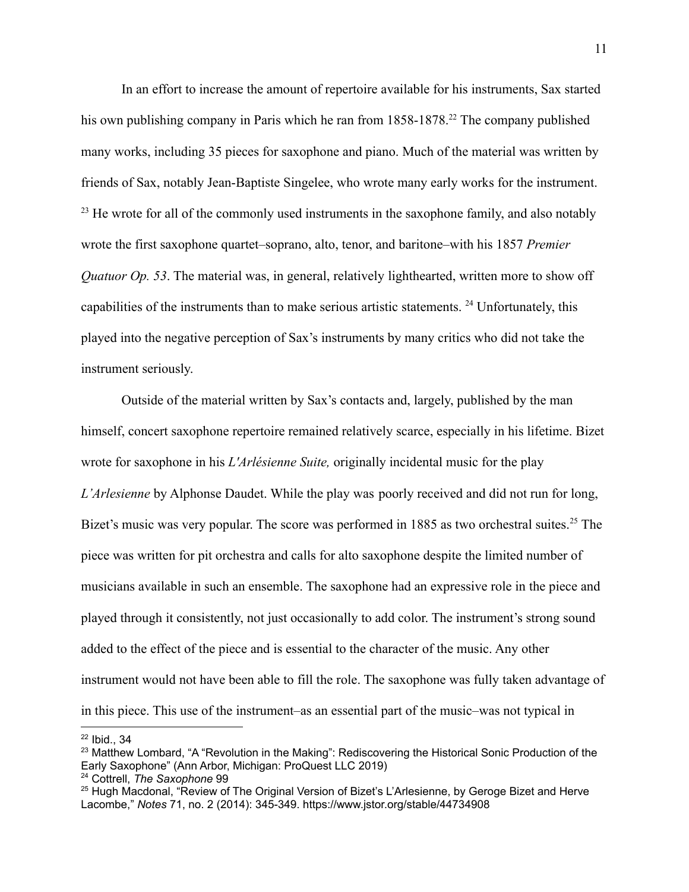In an effort to increase the amount of repertoire available for his instruments, Sax started his own publishing company in Paris which he ran from 1858-1878.[22] The company published many works, including 35 pieces for saxophone and piano. Much of the material was written by friends of Sax, notably Jean-Baptiste Singelee, who wrote many early works for the instrument. [23] He wrote for all of the commonly used instruments in the saxophone family, and also notably wrote the first saxophone quartet–soprano, alto, tenor, and baritone–with his 1857 *Premier Quatuor Op. 53*. The material was, in general, relatively lighthearted, written more to show off capabilities of the instruments than to make serious artistic statements. [24] Unfortunately, this played into the negative perception of Sax's instruments by many critics who did not take the instrument seriously.

Outside of the material written by Sax's contacts and, largely, published by the man himself, concert saxophone repertoire remained relatively scarce, especially in his lifetime. Bizet wrote for saxophone in his *L'Arlésienne Suite,* originally incidental music for the play *L'Arlesienne* by Alphonse Daudet. While the play was poorly received and did not run for long, Bizet's music was very popular. The score was performed in 1885 as two orchestral suites.[25] The piece was written for pit orchestra and calls for alto saxophone despite the limited number of musicians available in such an ensemble. The saxophone had an expressive role in the piece and played through it consistently, not just occasionally to add color. The instrument's strong sound added to the effect of the piece and is essential to the character of the music. Any other instrument would not have been able to fill the role. The saxophone was fully taken advantage of in this piece. This use of the instrument–as an essential part of the music–was not typical in

---

[22] Ibid., 34

[23] Matthew Lombard, "A "Revolution in the Making": Rediscovering the Historical Sonic Production of the Early Saxophone" (Ann Arbor, Michigan: ProQuest LLC 2019)

[24] Cottrell, *The Saxophone* 99

[25] Hugh Macdonal, "Review of The Original Version of Bizet's L'Arlesienne, by Geroge Bizet and Herve Lacombe," *Notes* 71, no. 2 (2014): 345-349. https://www.jstor.org/stable/44734908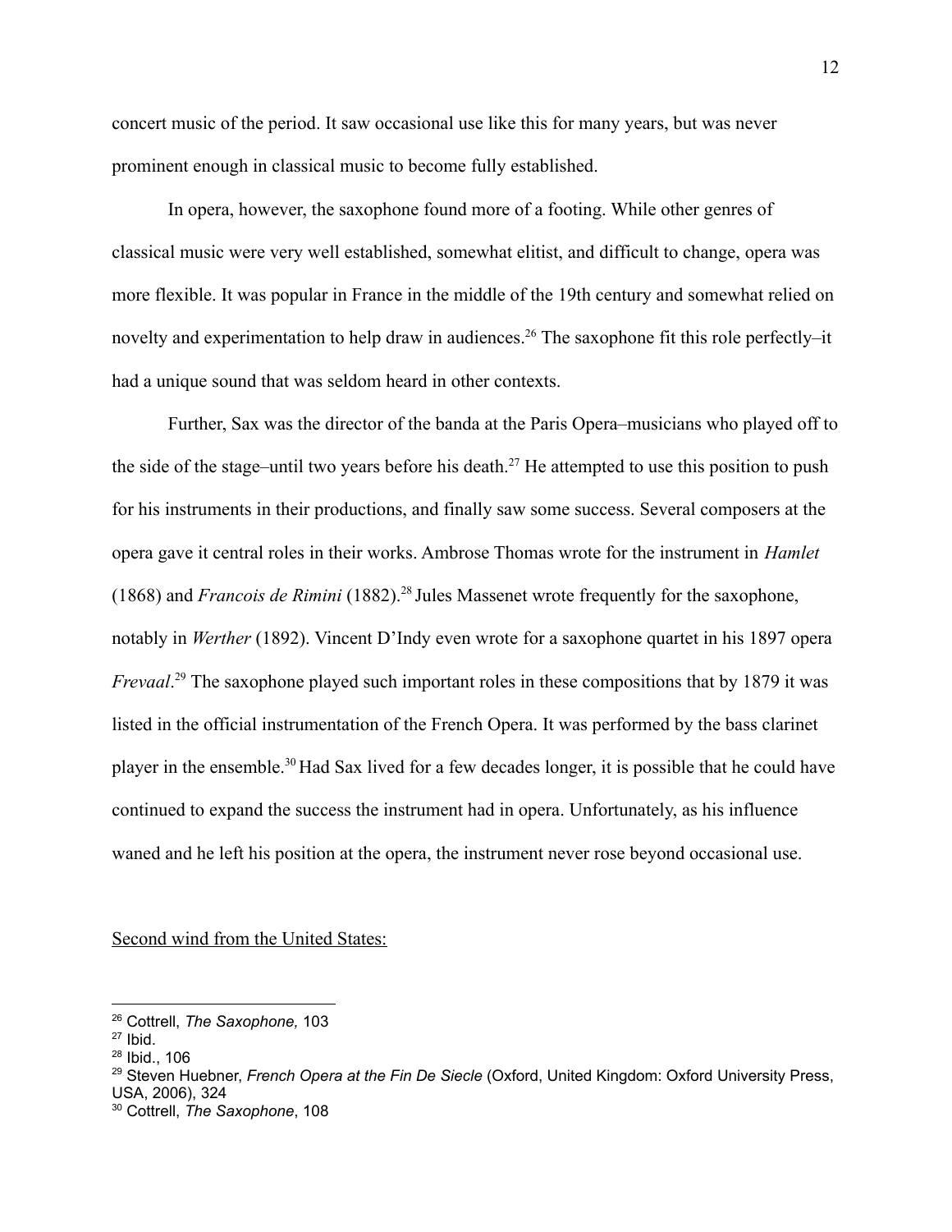concert music of the period. It saw occasional use like this for many years, but was never prominent enough in classical music to become fully established.

In opera, however, the saxophone found more of a footing. While other genres of classical music were very well established, somewhat elitist, and difficult to change, opera was more flexible. It was popular in France in the middle of the 19th century and somewhat relied on novelty and experimentation to help draw in audiences.[26] The saxophone fit this role perfectly–it had a unique sound that was seldom heard in other contexts.

Further, Sax was the director of the banda at the Paris Opera–musicians who played off to the side of the stage–until two years before his death.[27] He attempted to use this position to push for his instruments in their productions, and finally saw some success. Several composers at the opera gave it central roles in their works. Ambrose Thomas wrote for the instrument in *Hamlet* (1868) and *Francois de Rimini* (1882).[28] Jules Massenet wrote frequently for the saxophone, notably in *Werther* (1892). Vincent D'Indy even wrote for a saxophone quartet in his 1897 opera *Frevaal*.[29] The saxophone played such important roles in these compositions that by 1879 it was listed in the official instrumentation of the French Opera. It was performed by the bass clarinet player in the ensemble.[30] Had Sax lived for a few decades longer, it is possible that he could have continued to expand the success the instrument had in opera. Unfortunately, as his influence waned and he left his position at the opera, the instrument never rose beyond occasional use.

Second wind from the United States:

---

[26] Cottrell, *The Saxophone,* 103

[27] Ibid.

[28] Ibid., 106

[29] Steven Huebner, *French Opera at the Fin De Siecle* (Oxford, United Kingdom: Oxford University Press, USA, 2006), 324

[30] Cottrell, *The Saxophone*, 108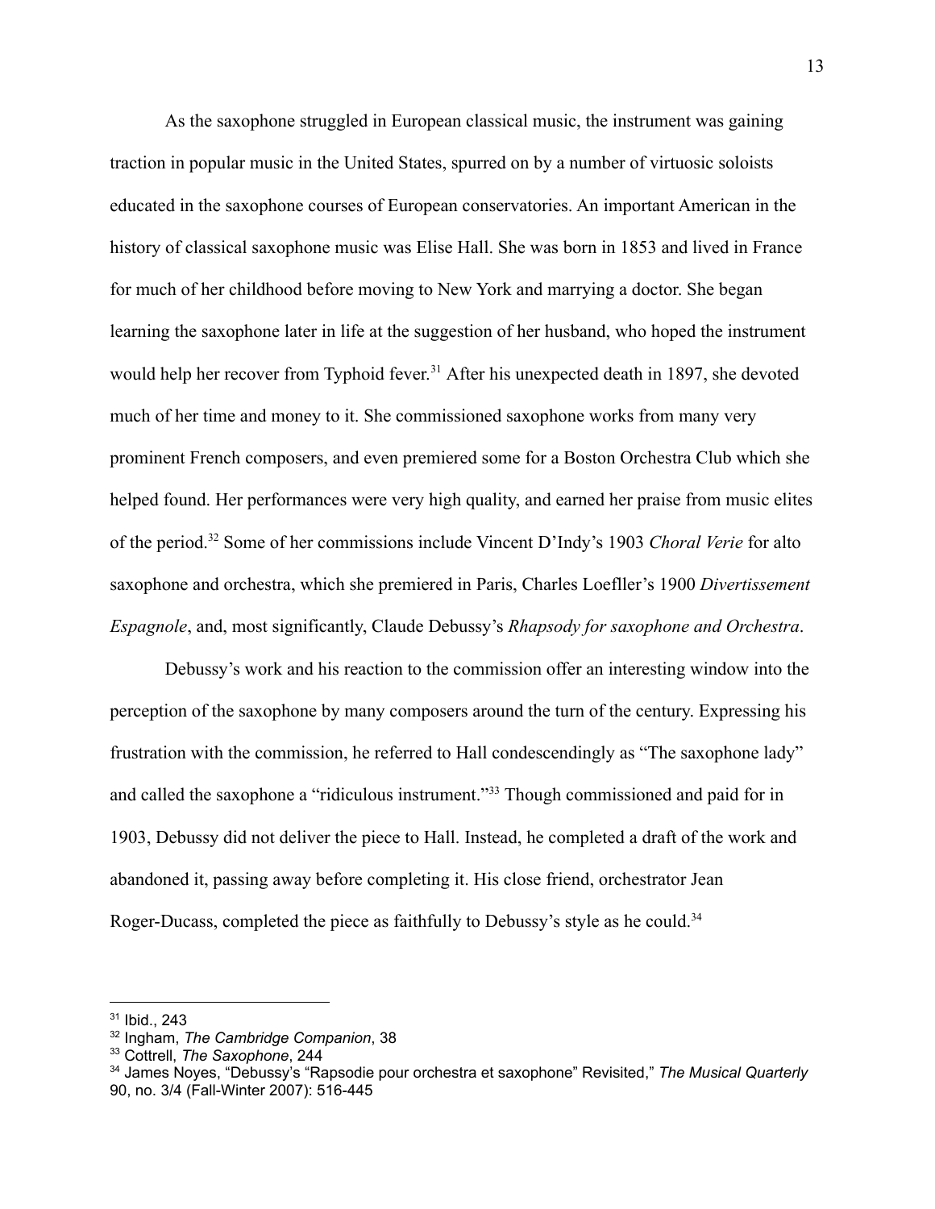As the saxophone struggled in European classical music, the instrument was gaining traction in popular music in the United States, spurred on by a number of virtuosic soloists educated in the saxophone courses of European conservatories. An important American in the history of classical saxophone music was Elise Hall. She was born in 1853 and lived in France for much of her childhood before moving to New York and marrying a doctor. She began learning the saxophone later in life at the suggestion of her husband, who hoped the instrument would help her recover from Typhoid fever.[31] After his unexpected death in 1897, she devoted much of her time and money to it. She commissioned saxophone works from many very prominent French composers, and even premiered some for a Boston Orchestra Club which she helped found. Her performances were very high quality, and earned her praise from music elites of the period.[32] Some of her commissions include Vincent D'Indy's 1903 *Choral Verie* for alto saxophone and orchestra, which she premiered in Paris, Charles Loefller's 1900 *Divertissement Espagnole*, and, most significantly, Claude Debussy's *Rhapsody for saxophone and Orchestra*.

Debussy's work and his reaction to the commission offer an interesting window into the perception of the saxophone by many composers around the turn of the century. Expressing his frustration with the commission, he referred to Hall condescendingly as "The saxophone lady" and called the saxophone a "ridiculous instrument."[33] Though commissioned and paid for in 1903, Debussy did not deliver the piece to Hall. Instead, he completed a draft of the work and abandoned it, passing away before completing it. His close friend, orchestrator Jean Roger-Ducass, completed the piece as faithfully to Debussy's style as he could.[34]

---

[31] Ibid., 243

[32] Ingham, *The Cambridge Companion*, 38

[33] Cottrell, *The Saxophone*, 244

[34] James Noyes, "Debussy's "Rapsodie pour orchestra et saxophone" Revisited," *The Musical Quarterly* 90, no. 3/4 (Fall-Winter 2007): 516-445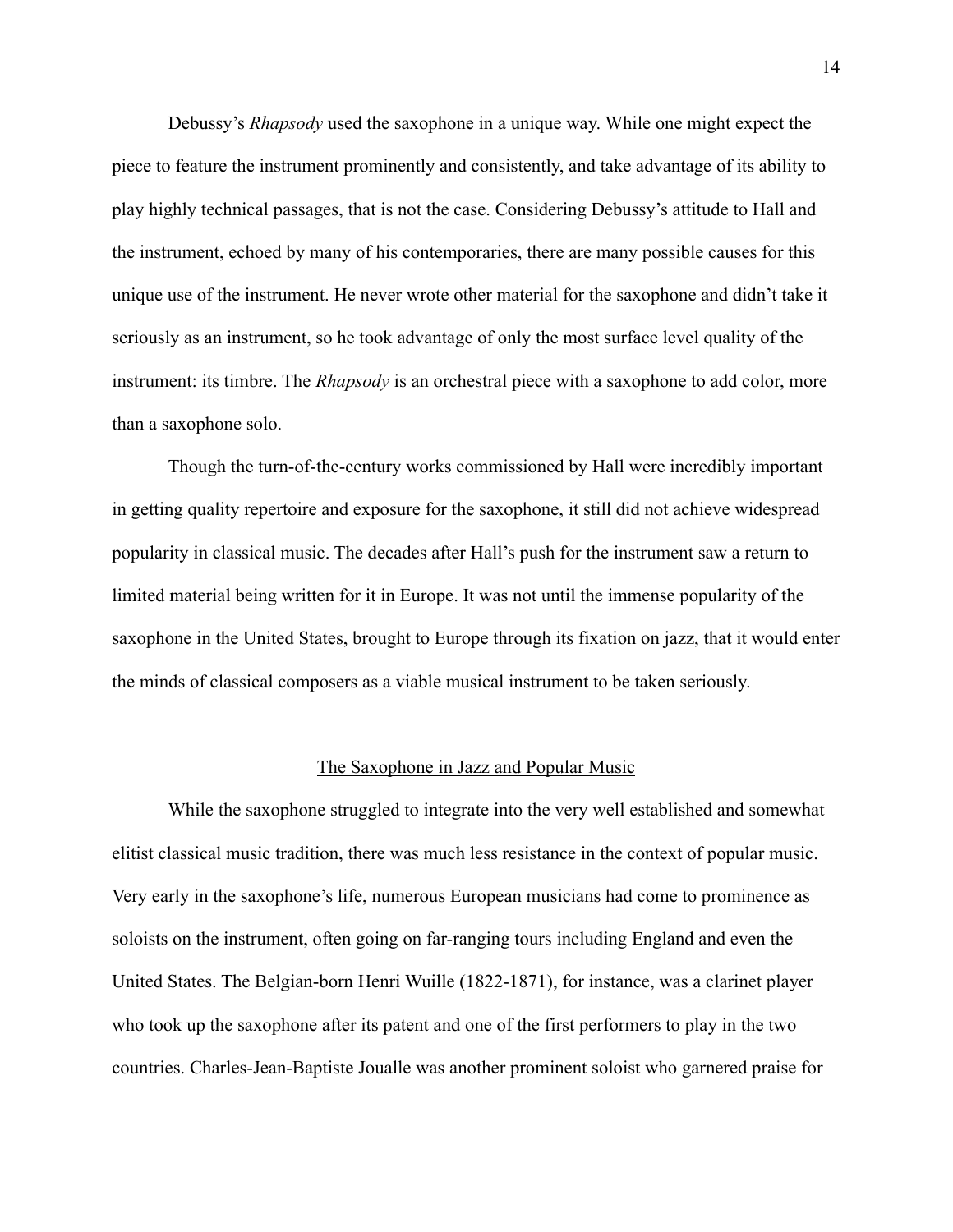Debussy's *Rhapsody* used the saxophone in a unique way. While one might expect the piece to feature the instrument prominently and consistently, and take advantage of its ability to play highly technical passages, that is not the case. Considering Debussy's attitude to Hall and the instrument, echoed by many of his contemporaries, there are many possible causes for this unique use of the instrument. He never wrote other material for the saxophone and didn't take it seriously as an instrument, so he took advantage of only the most surface level quality of the instrument: its timbre. The *Rhapsody* is an orchestral piece with a saxophone to add color, more than a saxophone solo.

Though the turn-of-the-century works commissioned by Hall were incredibly important in getting quality repertoire and exposure for the saxophone, it still did not achieve widespread popularity in classical music. The decades after Hall's push for the instrument saw a return to limited material being written for it in Europe. It was not until the immense popularity of the saxophone in the United States, brought to Europe through its fixation on jazz, that it would enter the minds of classical composers as a viable musical instrument to be taken seriously.

## The Saxophone in Jazz and Popular Music

While the saxophone struggled to integrate into the very well established and somewhat elitist classical music tradition, there was much less resistance in the context of popular music. Very early in the saxophone's life, numerous European musicians had come to prominence as soloists on the instrument, often going on far-ranging tours including England and even the United States. The Belgian-born Henri Wuille (1822-1871), for instance, was a clarinet player who took up the saxophone after its patent and one of the first performers to play in the two countries. Charles-Jean-Baptiste Joualle was another prominent soloist who garnered praise for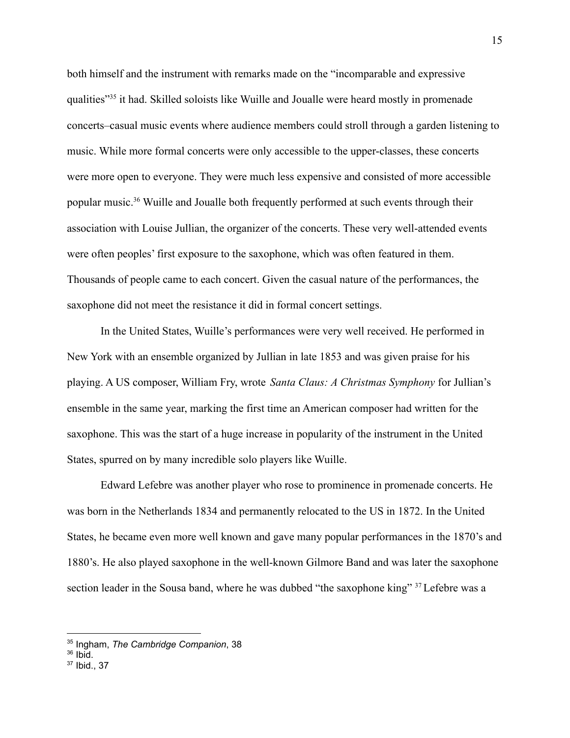both himself and the instrument with remarks made on the "incomparable and expressive qualities"[35] it had. Skilled soloists like Wuille and Joualle were heard mostly in promenade concerts–casual music events where audience members could stroll through a garden listening to music. While more formal concerts were only accessible to the upper-classes, these concerts were more open to everyone. They were much less expensive and consisted of more accessible popular music.[36] Wuille and Joualle both frequently performed at such events through their association with Louise Jullian, the organizer of the concerts. These very well-attended events were often peoples' first exposure to the saxophone, which was often featured in them. Thousands of people came to each concert. Given the casual nature of the performances, the saxophone did not meet the resistance it did in formal concert settings.

In the United States, Wuille's performances were very well received. He performed in New York with an ensemble organized by Jullian in late 1853 and was given praise for his playing. A US composer, William Fry, wrote *Santa Claus: A Christmas Symphony* for Jullian's ensemble in the same year, marking the first time an American composer had written for the saxophone. This was the start of a huge increase in popularity of the instrument in the United States, spurred on by many incredible solo players like Wuille.

Edward Lefebre was another player who rose to prominence in promenade concerts. He was born in the Netherlands 1834 and permanently relocated to the US in 1872. In the United States, he became even more well known and gave many popular performances in the 1870's and 1880's. He also played saxophone in the well-known Gilmore Band and was later the saxophone section leader in the Sousa band, where he was dubbed "the saxophone king" [37] Lefebre was a

---

[35] Ingham, *The Cambridge Companion*, 38

[36] Ibid.

[37] Ibid., 37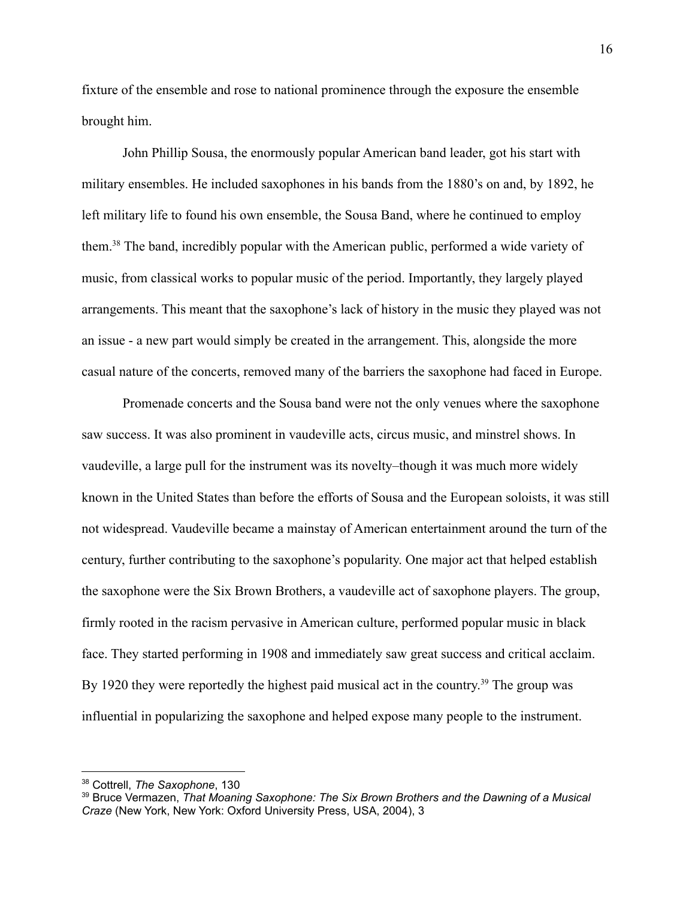fixture of the ensemble and rose to national prominence through the exposure the ensemble brought him.

John Phillip Sousa, the enormously popular American band leader, got his start with military ensembles. He included saxophones in his bands from the 1880's on and, by 1892, he left military life to found his own ensemble, the Sousa Band, where he continued to employ them.[38] The band, incredibly popular with the American public, performed a wide variety of music, from classical works to popular music of the period. Importantly, they largely played arrangements. This meant that the saxophone's lack of history in the music they played was not an issue - a new part would simply be created in the arrangement. This, alongside the more casual nature of the concerts, removed many of the barriers the saxophone had faced in Europe.

Promenade concerts and the Sousa band were not the only venues where the saxophone saw success. It was also prominent in vaudeville acts, circus music, and minstrel shows. In vaudeville, a large pull for the instrument was its novelty–though it was much more widely known in the United States than before the efforts of Sousa and the European soloists, it was still not widespread. Vaudeville became a mainstay of American entertainment around the turn of the century, further contributing to the saxophone's popularity. One major act that helped establish the saxophone were the Six Brown Brothers, a vaudeville act of saxophone players. The group, firmly rooted in the racism pervasive in American culture, performed popular music in black face. They started performing in 1908 and immediately saw great success and critical acclaim. By 1920 they were reportedly the highest paid musical act in the country.[39] The group was influential in popularizing the saxophone and helped expose many people to the instrument.

---

[38] Cottrell, *The Saxophone*, 130

[39] Bruce Vermazen, *That Moaning Saxophone: The Six Brown Brothers and the Dawning of a Musical Craze* (New York, New York: Oxford University Press, USA, 2004), 3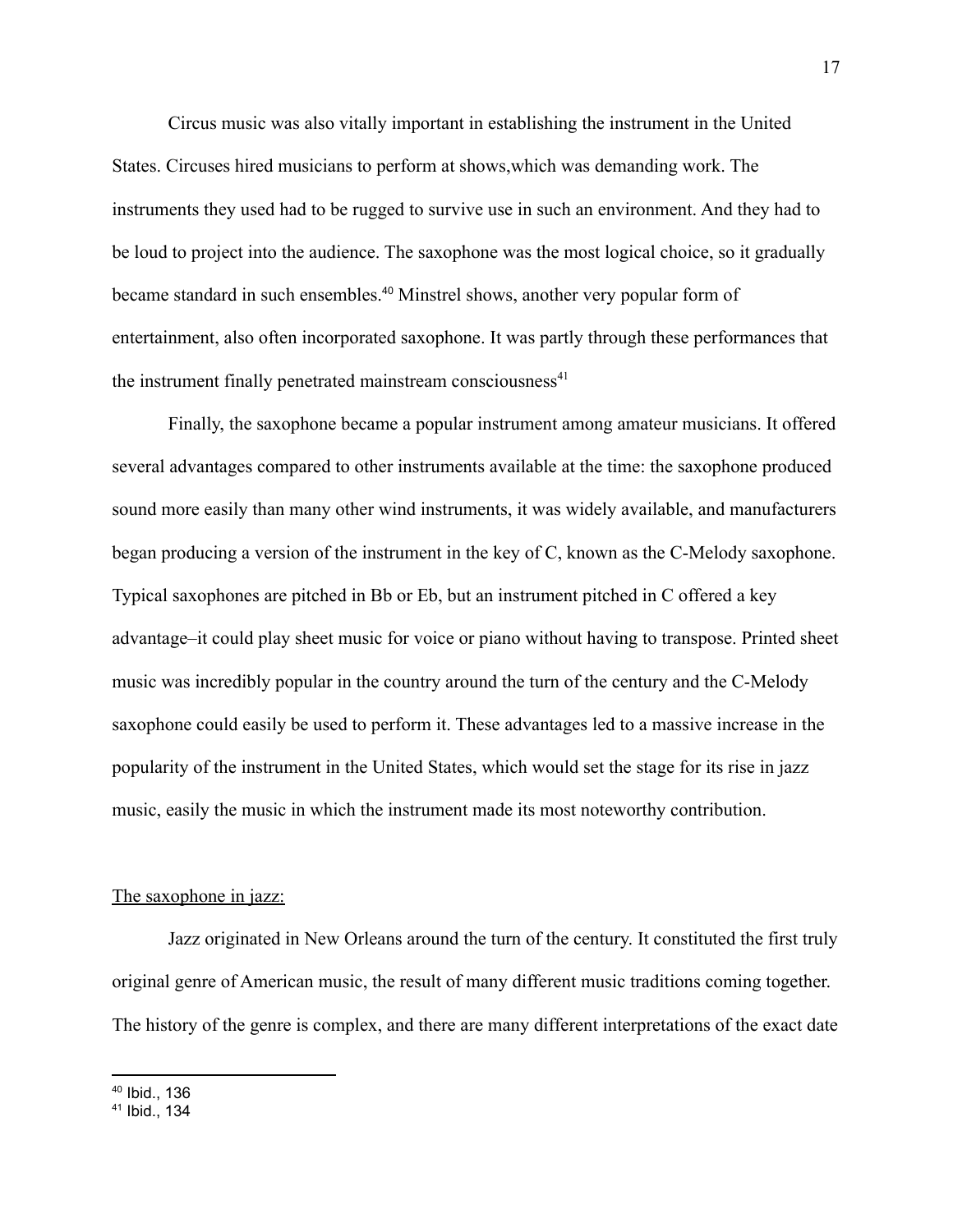Circus music was also vitally important in establishing the instrument in the United States. Circuses hired musicians to perform at shows,which was demanding work. The instruments they used had to be rugged to survive use in such an environment. And they had to be loud to project into the audience. The saxophone was the most logical choice, so it gradually became standard in such ensembles.[40] Minstrel shows, another very popular form of entertainment, also often incorporated saxophone. It was partly through these performances that the instrument finally penetrated mainstream consciousness[41]

Finally, the saxophone became a popular instrument among amateur musicians. It offered several advantages compared to other instruments available at the time: the saxophone produced sound more easily than many other wind instruments, it was widely available, and manufacturers began producing a version of the instrument in the key of C, known as the C-Melody saxophone. Typical saxophones are pitched in Bb or Eb, but an instrument pitched in C offered a key advantage–it could play sheet music for voice or piano without having to transpose. Printed sheet music was incredibly popular in the country around the turn of the century and the C-Melody saxophone could easily be used to perform it. These advantages led to a massive increase in the popularity of the instrument in the United States, which would set the stage for its rise in jazz music, easily the music in which the instrument made its most noteworthy contribution.

<u>The saxophone in jazz:</u>

Jazz originated in New Orleans around the turn of the century. It constituted the first truly original genre of American music, the result of many different music traditions coming together. The history of the genre is complex, and there are many different interpretations of the exact date

---

[40] Ibid., 136

[41] Ibid., 134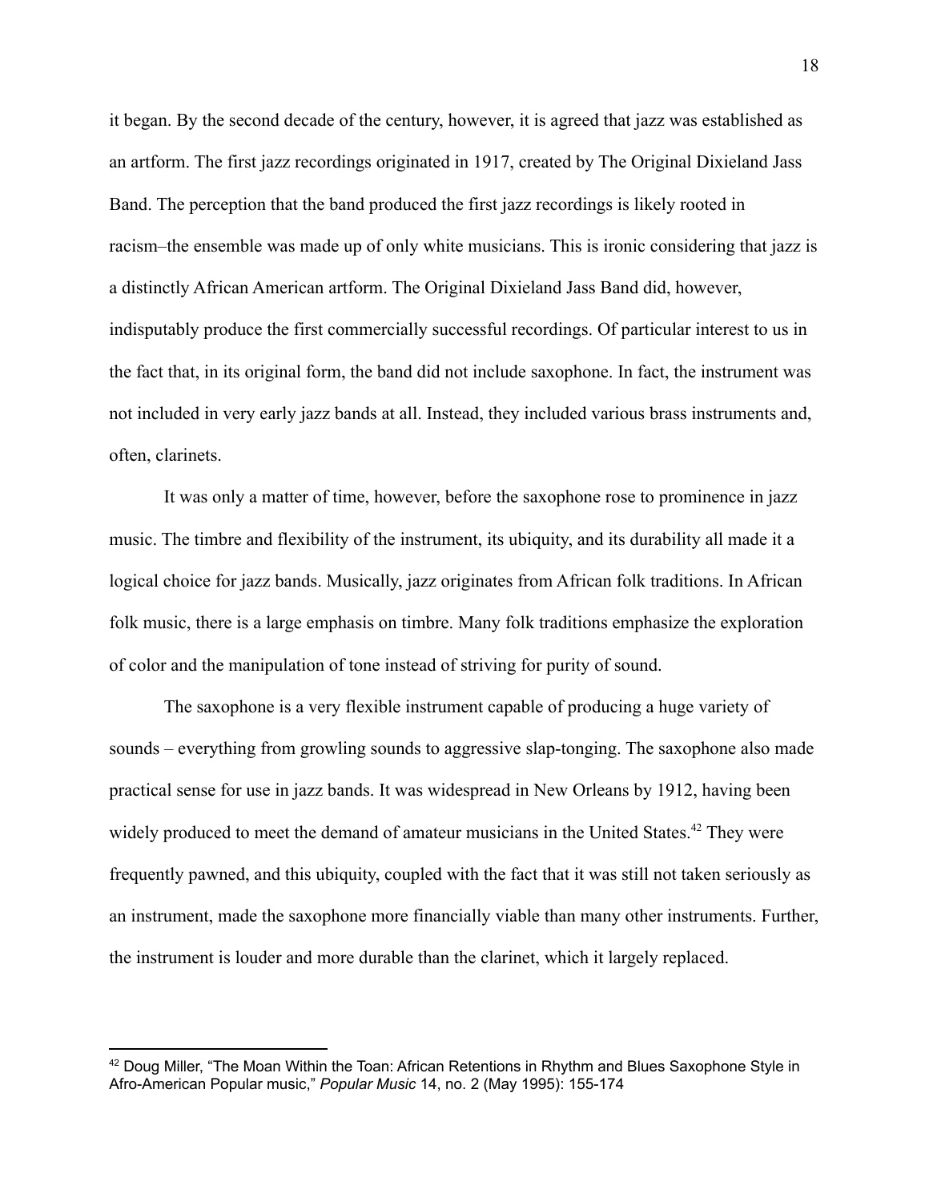it began. By the second decade of the century, however, it is agreed that jazz was established as an artform. The first jazz recordings originated in 1917, created by The Original Dixieland Jass Band. The perception that the band produced the first jazz recordings is likely rooted in racism–the ensemble was made up of only white musicians. This is ironic considering that jazz is a distinctly African American artform. The Original Dixieland Jass Band did, however, indisputably produce the first commercially successful recordings. Of particular interest to us in the fact that, in its original form, the band did not include saxophone. In fact, the instrument was not included in very early jazz bands at all. Instead, they included various brass instruments and, often, clarinets.

It was only a matter of time, however, before the saxophone rose to prominence in jazz music. The timbre and flexibility of the instrument, its ubiquity, and its durability all made it a logical choice for jazz bands. Musically, jazz originates from African folk traditions. In African folk music, there is a large emphasis on timbre. Many folk traditions emphasize the exploration of color and the manipulation of tone instead of striving for purity of sound.

The saxophone is a very flexible instrument capable of producing a huge variety of sounds – everything from growling sounds to aggressive slap-tonging. The saxophone also made practical sense for use in jazz bands. It was widespread in New Orleans by 1912, having been widely produced to meet the demand of amateur musicians in the United States.[42] They were frequently pawned, and this ubiquity, coupled with the fact that it was still not taken seriously as an instrument, made the saxophone more financially viable than many other instruments. Further, the instrument is louder and more durable than the clarinet, which it largely replaced.

---

[42] Doug Miller, "The Moan Within the Toan: African Retentions in Rhythm and Blues Saxophone Style in Afro-American Popular music," *Popular Music* 14, no. 2 (May 1995): 155-174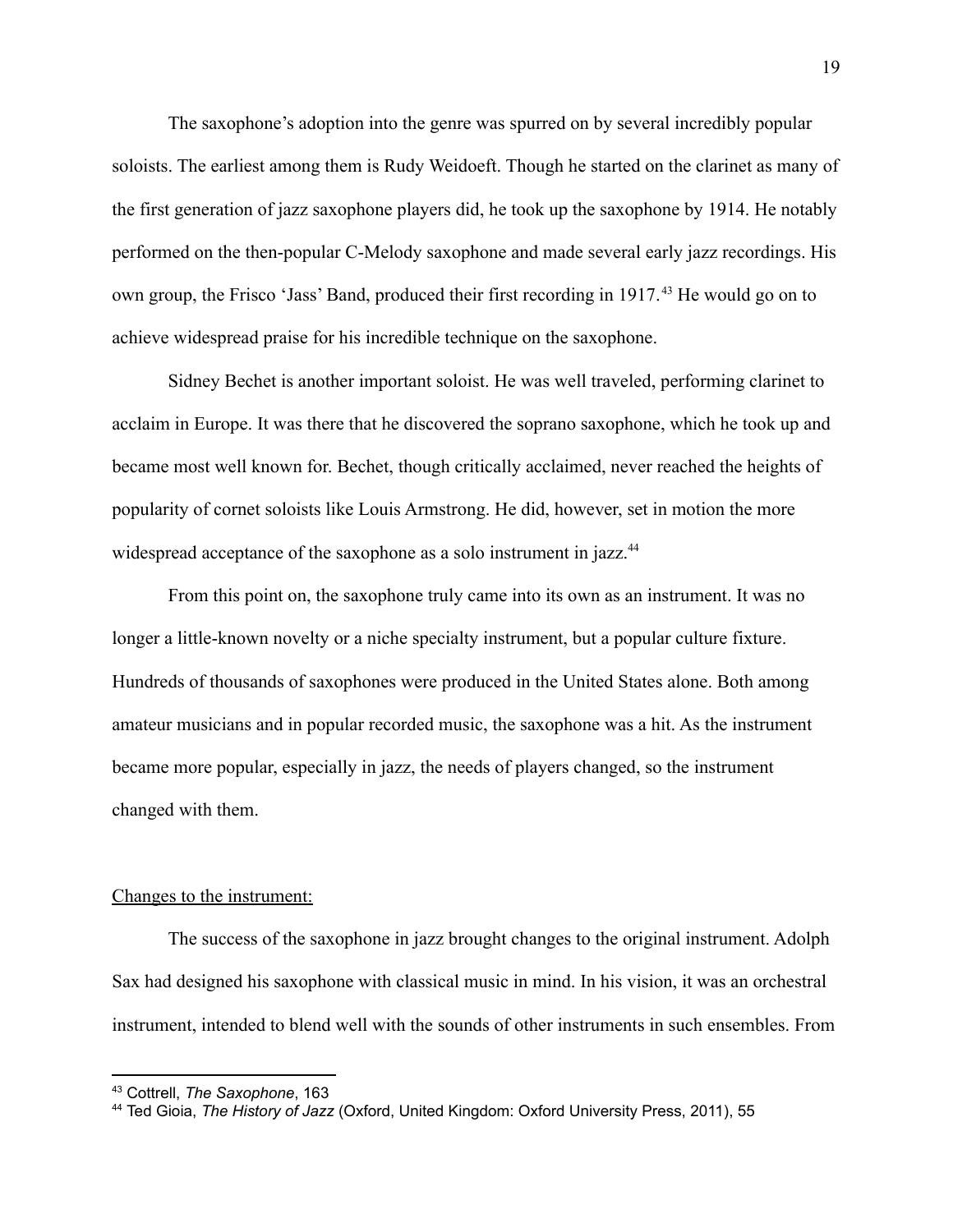The saxophone's adoption into the genre was spurred on by several incredibly popular soloists. The earliest among them is Rudy Weidoeft. Though he started on the clarinet as many of the first generation of jazz saxophone players did, he took up the saxophone by 1914. He notably performed on the then-popular C-Melody saxophone and made several early jazz recordings. His own group, the Frisco 'Jass' Band, produced their first recording in 1917.[43] He would go on to achieve widespread praise for his incredible technique on the saxophone.

Sidney Bechet is another important soloist. He was well traveled, performing clarinet to acclaim in Europe. It was there that he discovered the soprano saxophone, which he took up and became most well known for. Bechet, though critically acclaimed, never reached the heights of popularity of cornet soloists like Louis Armstrong. He did, however, set in motion the more widespread acceptance of the saxophone as a solo instrument in jazz.[44]

From this point on, the saxophone truly came into its own as an instrument. It was no longer a little-known novelty or a niche specialty instrument, but a popular culture fixture. Hundreds of thousands of saxophones were produced in the United States alone. Both among amateur musicians and in popular recorded music, the saxophone was a hit. As the instrument became more popular, especially in jazz, the needs of players changed, so the instrument changed with them.

<u>Changes to the instrument:</u>

The success of the saxophone in jazz brought changes to the original instrument. Adolph Sax had designed his saxophone with classical music in mind. In his vision, it was an orchestral instrument, intended to blend well with the sounds of other instruments in such ensembles. From

---

[43] Cottrell, *The Saxophone*, 163

[44] Ted Gioia, *The History of Jazz* (Oxford, United Kingdom: Oxford University Press, 2011), 55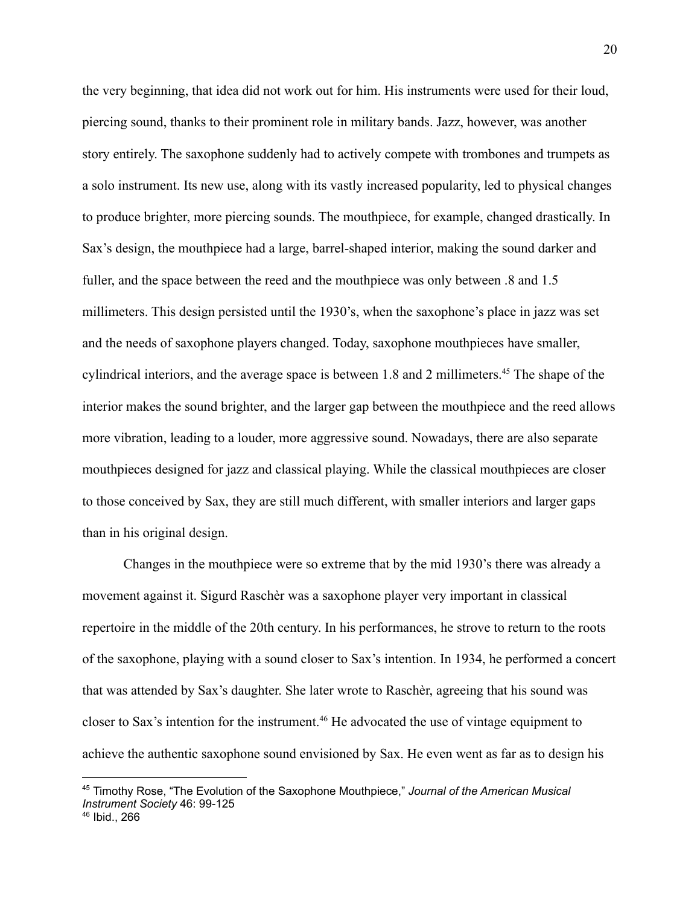the very beginning, that idea did not work out for him. His instruments were used for their loud, piercing sound, thanks to their prominent role in military bands. Jazz, however, was another story entirely. The saxophone suddenly had to actively compete with trombones and trumpets as a solo instrument. Its new use, along with its vastly increased popularity, led to physical changes to produce brighter, more piercing sounds. The mouthpiece, for example, changed drastically. In Sax's design, the mouthpiece had a large, barrel-shaped interior, making the sound darker and fuller, and the space between the reed and the mouthpiece was only between .8 and 1.5 millimeters. This design persisted until the 1930's, when the saxophone's place in jazz was set and the needs of saxophone players changed. Today, saxophone mouthpieces have smaller, cylindrical interiors, and the average space is between 1.8 and 2 millimeters.[45] The shape of the interior makes the sound brighter, and the larger gap between the mouthpiece and the reed allows more vibration, leading to a louder, more aggressive sound. Nowadays, there are also separate mouthpieces designed for jazz and classical playing. While the classical mouthpieces are closer to those conceived by Sax, they are still much different, with smaller interiors and larger gaps than in his original design.

Changes in the mouthpiece were so extreme that by the mid 1930's there was already a movement against it. Sigurd Raschèr was a saxophone player very important in classical repertoire in the middle of the 20th century. In his performances, he strove to return to the roots of the saxophone, playing with a sound closer to Sax's intention. In 1934, he performed a concert that was attended by Sax's daughter. She later wrote to Raschèr, agreeing that his sound was closer to Sax's intention for the instrument.[46] He advocated the use of vintage equipment to achieve the authentic saxophone sound envisioned by Sax. He even went as far as to design his

---

[45] Timothy Rose, "The Evolution of the Saxophone Mouthpiece," *Journal of the American Musical Instrument Society* 46: 99-125

[46] Ibid., 266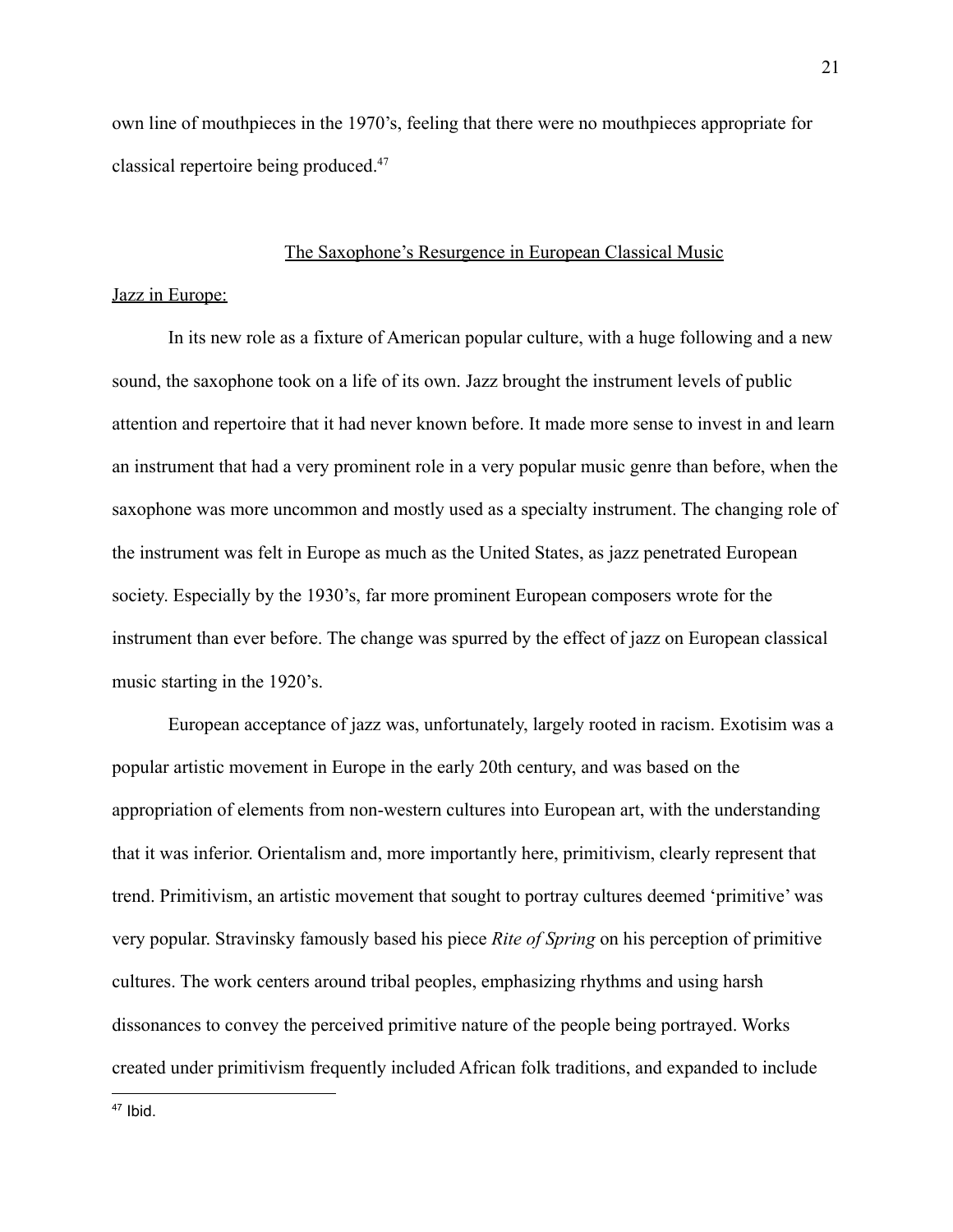own line of mouthpieces in the 1970's, feeling that there were no mouthpieces appropriate for classical repertoire being produced.[47]

## The Saxophone's Resurgence in European Classical Music

### Jazz in Europe:

In its new role as a fixture of American popular culture, with a huge following and a new sound, the saxophone took on a life of its own. Jazz brought the instrument levels of public attention and repertoire that it had never known before. It made more sense to invest in and learn an instrument that had a very prominent role in a very popular music genre than before, when the saxophone was more uncommon and mostly used as a specialty instrument. The changing role of the instrument was felt in Europe as much as the United States, as jazz penetrated European society. Especially by the 1930's, far more prominent European composers wrote for the instrument than ever before. The change was spurred by the effect of jazz on European classical music starting in the 1920's.

European acceptance of jazz was, unfortunately, largely rooted in racism. Exotisim was a popular artistic movement in Europe in the early 20th century, and was based on the appropriation of elements from non-western cultures into European art, with the understanding that it was inferior. Orientalism and, more importantly here, primitivism, clearly represent that trend. Primitivism, an artistic movement that sought to portray cultures deemed 'primitive' was very popular. Stravinsky famously based his piece *Rite of Spring* on his perception of primitive cultures. The work centers around tribal peoples, emphasizing rhythms and using harsh dissonances to convey the perceived primitive nature of the people being portrayed. Works created under primitivism frequently included African folk traditions, and expanded to include

[47] Ibid.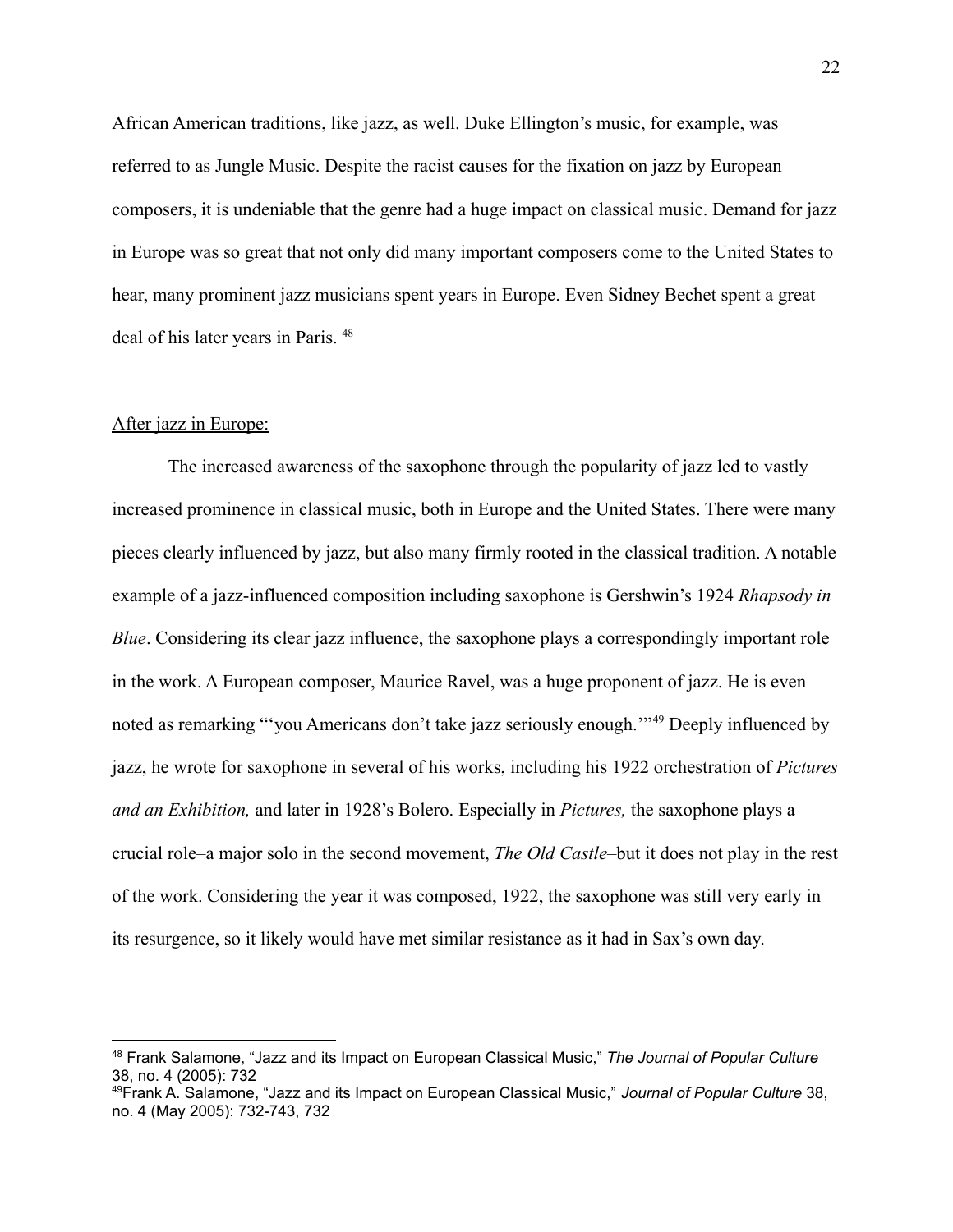African American traditions, like jazz, as well. Duke Ellington's music, for example, was referred to as Jungle Music. Despite the racist causes for the fixation on jazz by European composers, it is undeniable that the genre had a huge impact on classical music. Demand for jazz in Europe was so great that not only did many important composers come to the United States to hear, many prominent jazz musicians spent years in Europe. Even Sidney Bechet spent a great deal of his later years in Paris. [48]

<u>After jazz in Europe:</u>

The increased awareness of the saxophone through the popularity of jazz led to vastly increased prominence in classical music, both in Europe and the United States. There were many pieces clearly influenced by jazz, but also many firmly rooted in the classical tradition. A notable example of a jazz-influenced composition including saxophone is Gershwin's 1924 *Rhapsody in Blue*. Considering its clear jazz influence, the saxophone plays a correspondingly important role in the work. A European composer, Maurice Ravel, was a huge proponent of jazz. He is even noted as remarking "'you Americans don't take jazz seriously enough.'"[49] Deeply influenced by jazz, he wrote for saxophone in several of his works, including his 1922 orchestration of *Pictures and an Exhibition,* and later in 1928's Bolero. Especially in *Pictures,* the saxophone plays a crucial role–a major solo in the second movement, *The Old Castle*–but it does not play in the rest of the work. Considering the year it was composed, 1922, the saxophone was still very early in its resurgence, so it likely would have met similar resistance as it had in Sax's own day.

---

[48] Frank Salamone, "Jazz and its Impact on European Classical Music," *The Journal of Popular Culture* 38, no. 4 (2005): 732

[49] Frank A. Salamone, "Jazz and its Impact on European Classical Music," *Journal of Popular Culture* 38, no. 4 (May 2005): 732-743, 732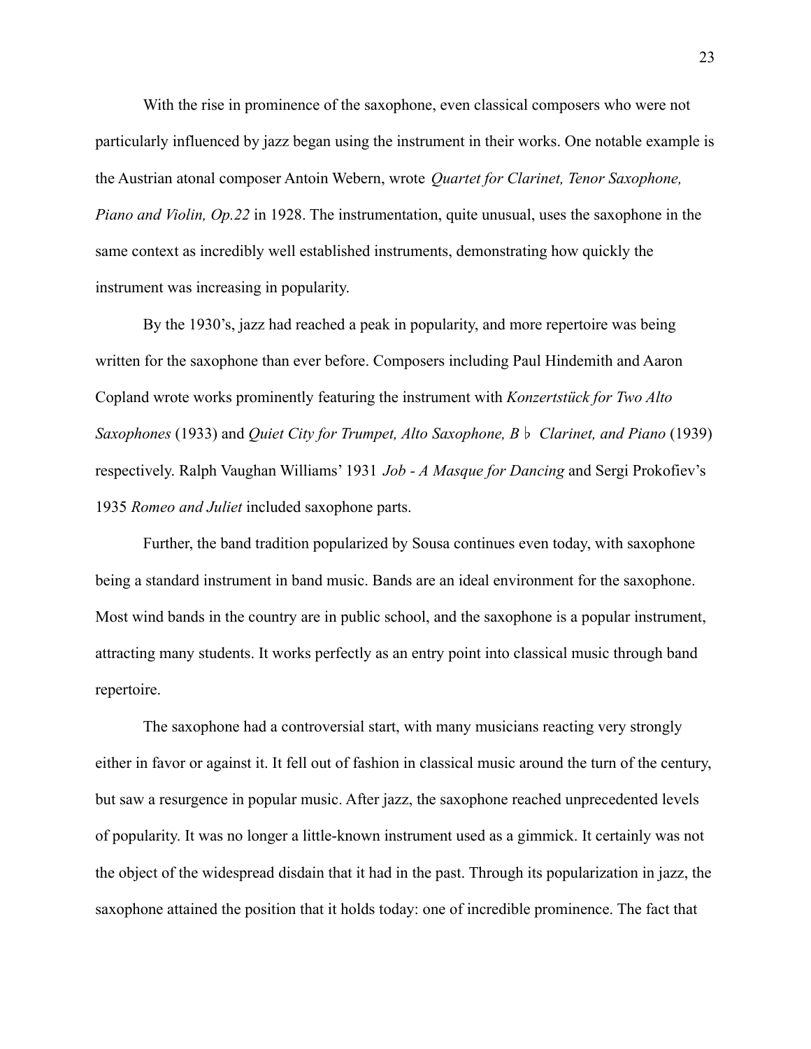With the rise in prominence of the saxophone, even classical composers who were not particularly influenced by jazz began using the instrument in their works. One notable example is the Austrian atonal composer Antoin Webern, wrote *Quartet for Clarinet, Tenor Saxophone, Piano and Violin, Op.22* in 1928. The instrumentation, quite unusual, uses the saxophone in the same context as incredibly well established instruments, demonstrating how quickly the instrument was increasing in popularity.

By the 1930's, jazz had reached a peak in popularity, and more repertoire was being written for the saxophone than ever before. Composers including Paul Hindemith and Aaron Copland wrote works prominently featuring the instrument with *Konzertstück for Two Alto Saxophones* (1933) and *Quiet City for Trumpet, Alto Saxophone, B♭ Clarinet, and Piano* (1939) respectively. Ralph Vaughan Williams' 1931 *Job - A Masque for Dancing* and Sergi Prokofiev's 1935 *Romeo and Juliet* included saxophone parts.

Further, the band tradition popularized by Sousa continues even today, with saxophone being a standard instrument in band music. Bands are an ideal environment for the saxophone. Most wind bands in the country are in public school, and the saxophone is a popular instrument, attracting many students. It works perfectly as an entry point into classical music through band repertoire.

The saxophone had a controversial start, with many musicians reacting very strongly either in favor or against it. It fell out of fashion in classical music around the turn of the century, but saw a resurgence in popular music. After jazz, the saxophone reached unprecedented levels of popularity. It was no longer a little-known instrument used as a gimmick. It certainly was not the object of the widespread disdain that it had in the past. Through its popularization in jazz, the saxophone attained the position that it holds today: one of incredible prominence. The fact that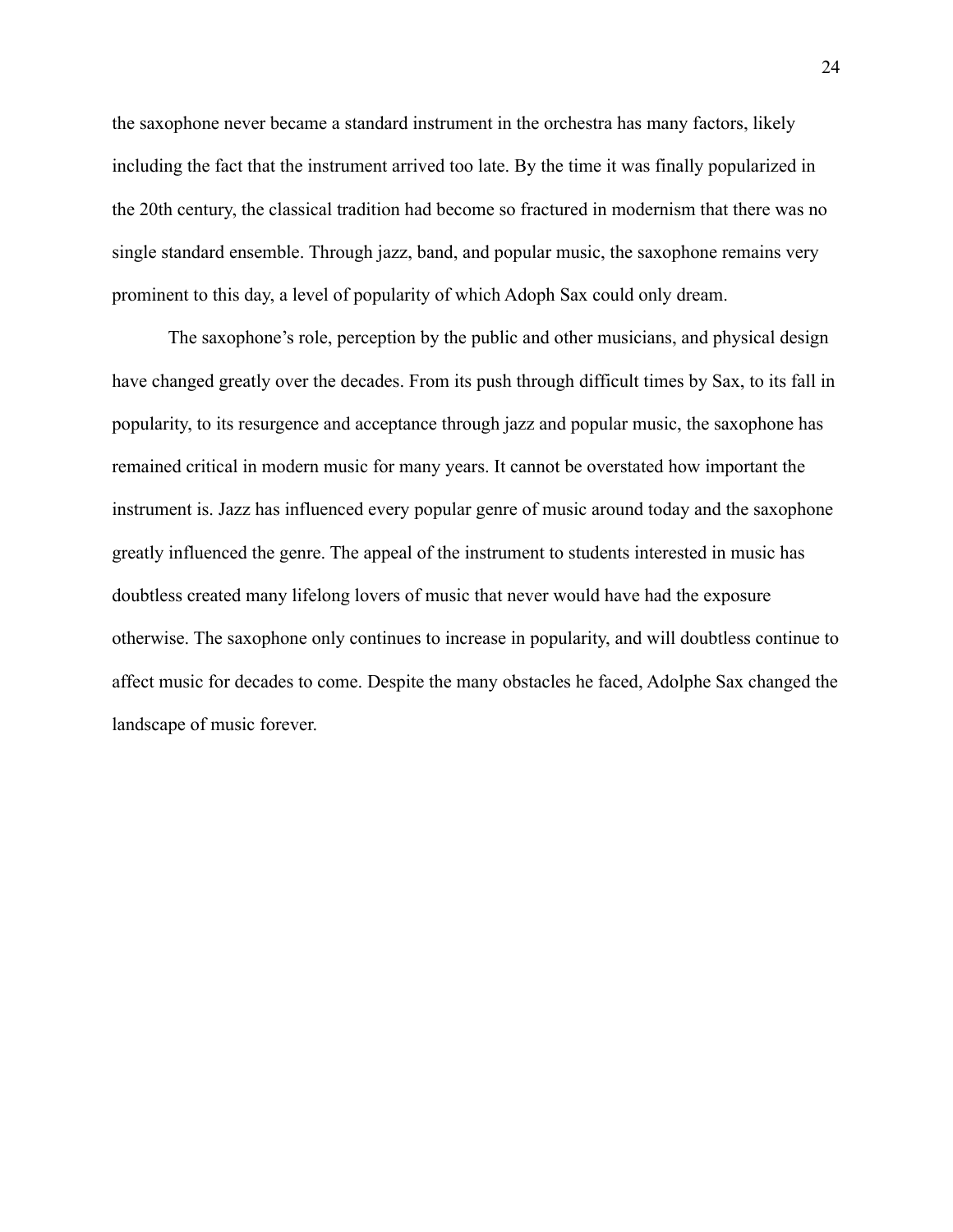the saxophone never became a standard instrument in the orchestra has many factors, likely including the fact that the instrument arrived too late. By the time it was finally popularized in the 20th century, the classical tradition had become so fractured in modernism that there was no single standard ensemble. Through jazz, band, and popular music, the saxophone remains very prominent to this day, a level of popularity of which Adoph Sax could only dream.

The saxophone's role, perception by the public and other musicians, and physical design have changed greatly over the decades. From its push through difficult times by Sax, to its fall in popularity, to its resurgence and acceptance through jazz and popular music, the saxophone has remained critical in modern music for many years. It cannot be overstated how important the instrument is. Jazz has influenced every popular genre of music around today and the saxophone greatly influenced the genre. The appeal of the instrument to students interested in music has doubtless created many lifelong lovers of music that never would have had the exposure otherwise. The saxophone only continues to increase in popularity, and will doubtless continue to affect music for decades to come. Despite the many obstacles he faced, Adolphe Sax changed the landscape of music forever.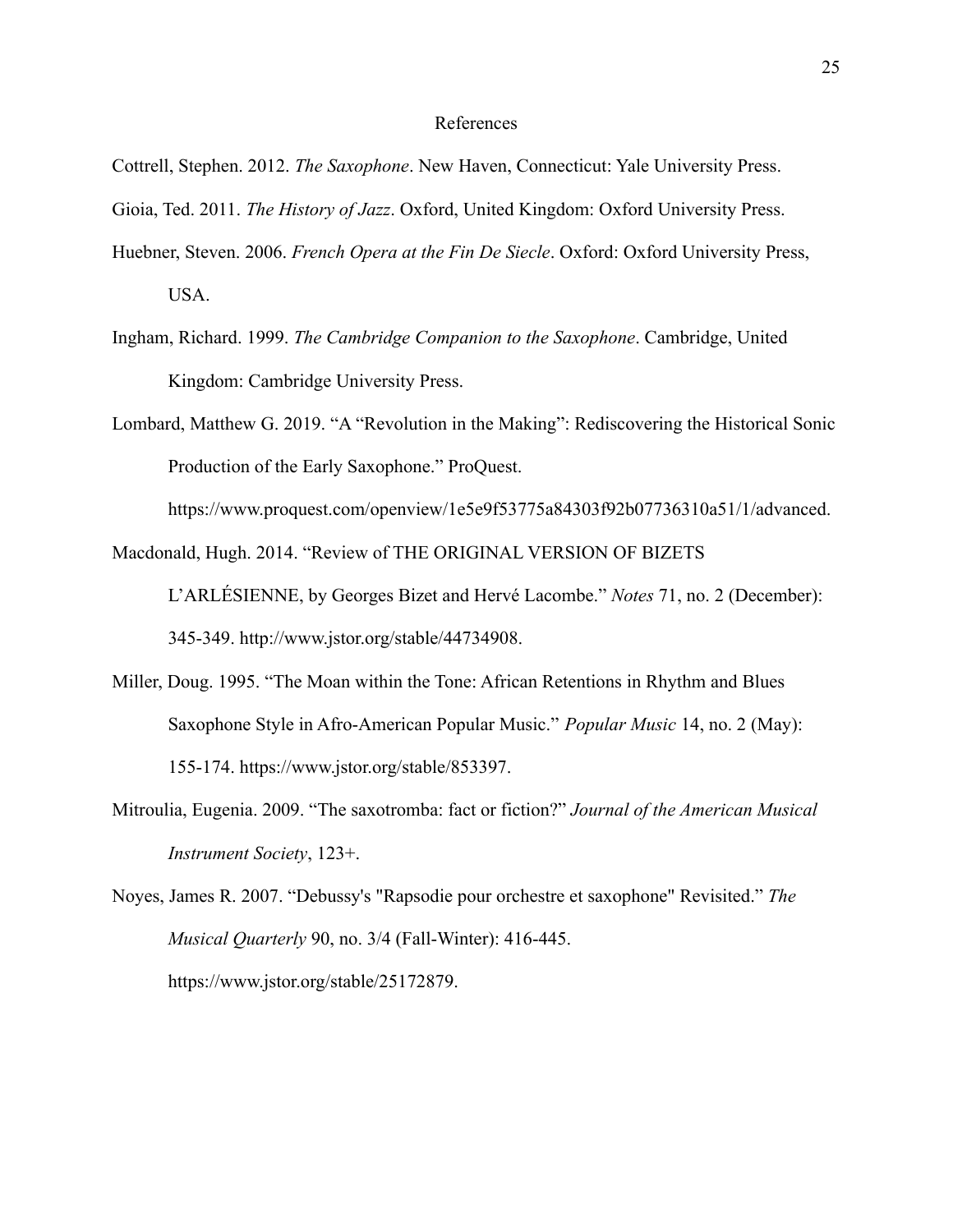# References

Cottrell, Stephen. 2012. *The Saxophone*. New Haven, Connecticut: Yale University Press.

Gioia, Ted. 2011. *The History of Jazz*. Oxford, United Kingdom: Oxford University Press.

Huebner, Steven. 2006. *French Opera at the Fin De Siecle*. Oxford: Oxford University Press, USA.

Ingham, Richard. 1999. *The Cambridge Companion to the Saxophone*. Cambridge, United Kingdom: Cambridge University Press.

Lombard, Matthew G. 2019. "A "Revolution in the Making": Rediscovering the Historical Sonic Production of the Early Saxophone." ProQuest. https://www.proquest.com/openview/1e5e9f53775a84303f92b07736310a51/1/advanced.

Macdonald, Hugh. 2014. "Review of THE ORIGINAL VERSION OF BIZETS L'ARLÉSIENNE, by Georges Bizet and Hervé Lacombe." *Notes* 71, no. 2 (December): 345-349. http://www.jstor.org/stable/44734908.

Miller, Doug. 1995. "The Moan within the Tone: African Retentions in Rhythm and Blues Saxophone Style in Afro-American Popular Music." *Popular Music* 14, no. 2 (May): 155-174. https://www.jstor.org/stable/853397.

Mitroulia, Eugenia. 2009. "The saxotromba: fact or fiction?" *Journal of the American Musical Instrument Society*, 123+.

Noyes, James R. 2007. "Debussy's "Rapsodie pour orchestre et saxophone" Revisited." *The Musical Quarterly* 90, no. 3/4 (Fall-Winter): 416-445. https://www.jstor.org/stable/25172879.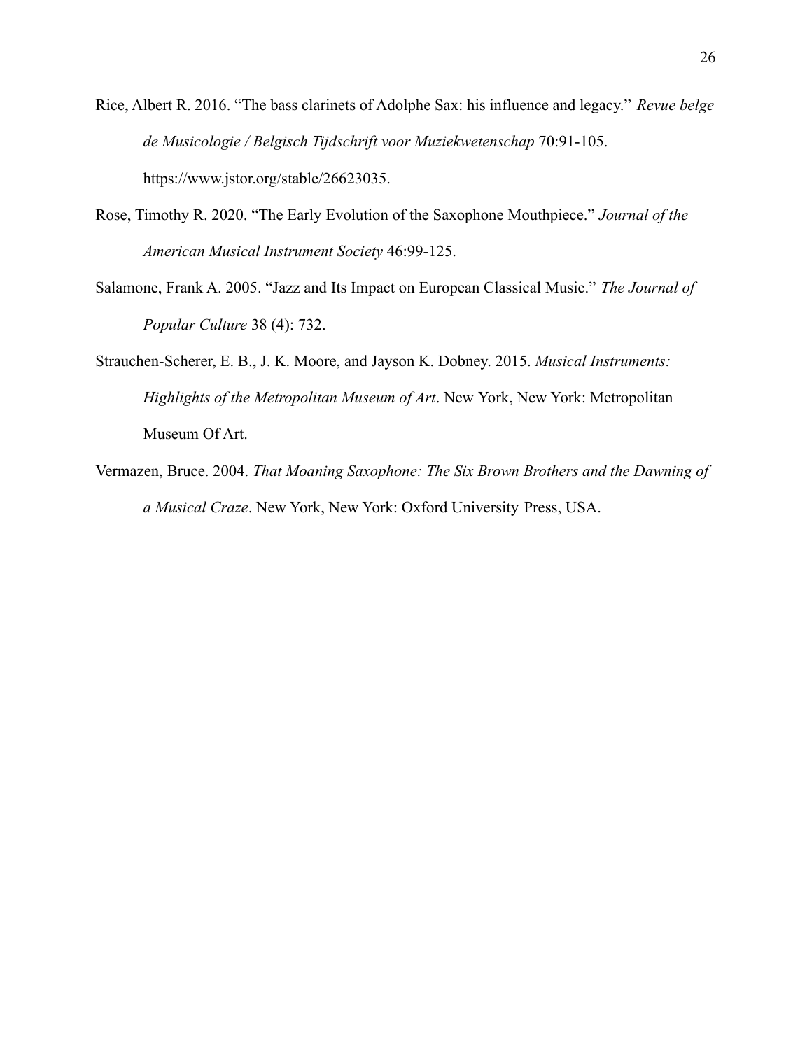Rice, Albert R. 2016. "The bass clarinets of Adolphe Sax: his influence and legacy." *Revue belge de Musicologie / Belgisch Tijdschrift voor Muziekwetenschap* 70:91-105. https://www.jstor.org/stable/26623035.

Rose, Timothy R. 2020. "The Early Evolution of the Saxophone Mouthpiece." *Journal of the American Musical Instrument Society* 46:99-125.

Salamone, Frank A. 2005. "Jazz and Its Impact on European Classical Music." *The Journal of Popular Culture* 38 (4): 732.

Strauchen-Scherer, E. B., J. K. Moore, and Jayson K. Dobney. 2015. *Musical Instruments: Highlights of the Metropolitan Museum of Art*. New York, New York: Metropolitan Museum Of Art.

Vermazen, Bruce. 2004. *That Moaning Saxophone: The Six Brown Brothers and the Dawning of a Musical Craze*. New York, New York: Oxford University Press, USA.